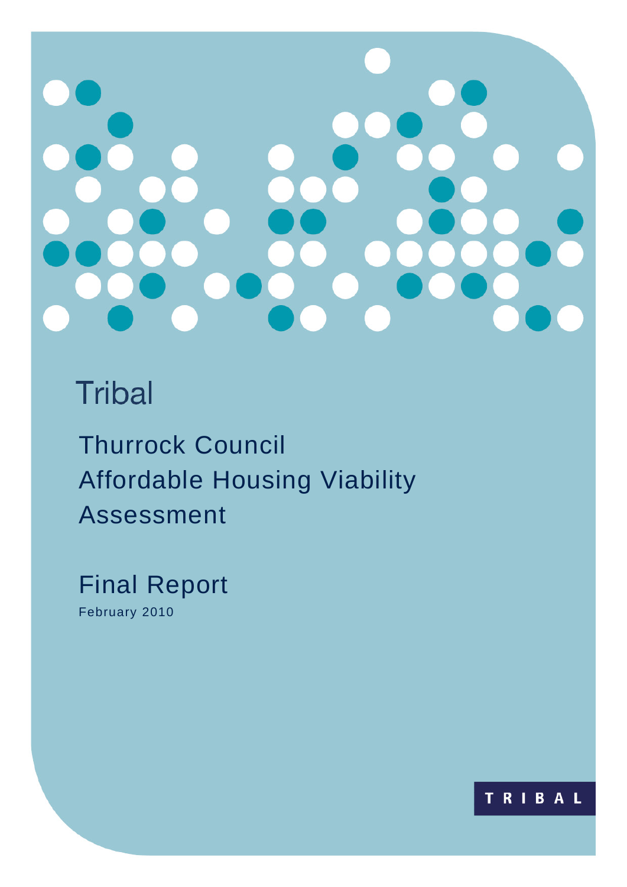Tribal

# Thurrock Council Affordable Housing Viability Assessment

## Final Report

February 2010

TRIBAL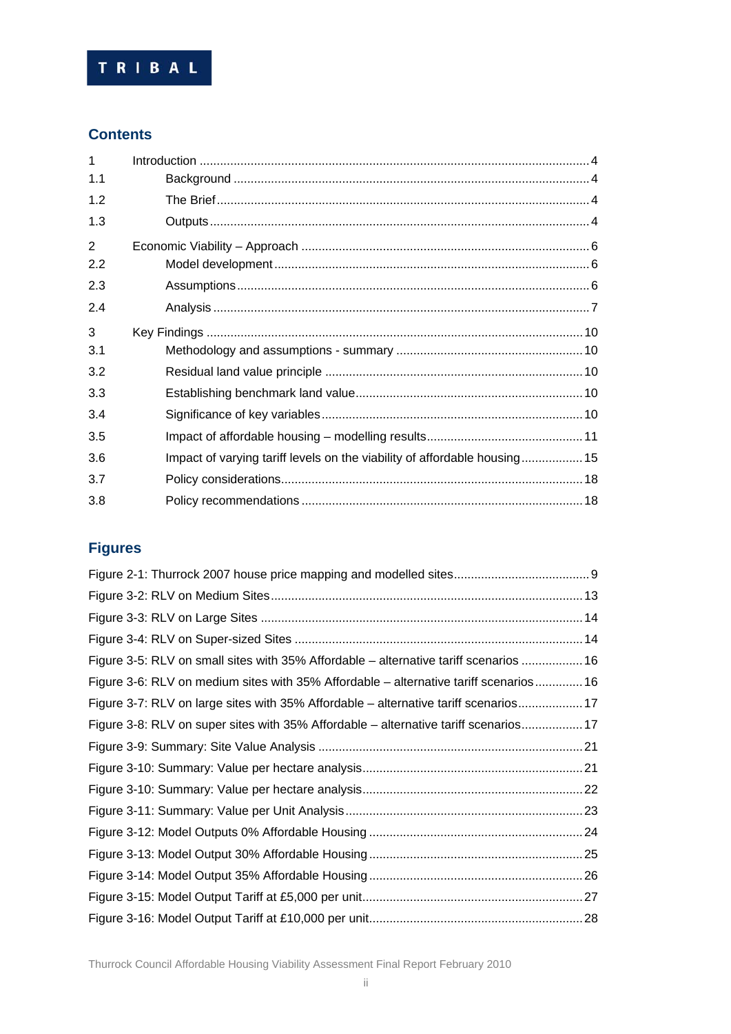TRIBAL

## Contents

| | | |
|---|---|---|
| 1 | Introduction | 4 |
| 1.1 | Background | 4 |
| 1.2 | The Brief | 4 |
| 1.3 | Outputs | 4 |
| 2 | Economic Viability – Approach | 6 |
| 2.2 | Model development | 6 |
| 2.3 | Assumptions | 6 |
| 2.4 | Analysis | 7 |
| 3 | Key Findings | 10 |
| 3.1 | Methodology and assumptions - summary | 10 |
| 3.2 | Residual land value principle | 10 |
| 3.3 | Establishing benchmark land value | 10 |
| 3.4 | Significance of key variables | 10 |
| 3.5 | Impact of affordable housing – modelling results | 11 |
| 3.6 | Impact of varying tariff levels on the viability of affordable housing | 15 |
| 3.7 | Policy considerations | 18 |
| 3.8 | Policy recommendations | 18 |

## Figures

| | |
|---|---|
| Figure 2-1: Thurrock 2007 house price mapping and modelled sites | 9 |
| Figure 3-2: RLV on Medium Sites | 13 |
| Figure 3-3: RLV on Large Sites | 14 |
| Figure 3-4: RLV on Super-sized Sites | 14 |
| Figure 3-5: RLV on small sites with 35% Affordable – alternative tariff scenarios | 16 |
| Figure 3-6: RLV on medium sites with 35% Affordable – alternative tariff scenarios | 16 |
| Figure 3-7: RLV on large sites with 35% Affordable – alternative tariff scenarios | 17 |
| Figure 3-8: RLV on super sites with 35% Affordable – alternative tariff scenarios | 17 |
| Figure 3-9: Summary: Site Value Analysis | 21 |
| Figure 3-10: Summary: Value per hectare analysis | 21 |
| Figure 3-10: Summary: Value per hectare analysis | 22 |
| Figure 3-11: Summary: Value per Unit Analysis | 23 |
| Figure 3-12: Model Outputs 0% Affordable Housing | 24 |
| Figure 3-13: Model Output 30% Affordable Housing | 25 |
| Figure 3-14: Model Output 35% Affordable Housing | 26 |
| Figure 3-15: Model Output Tariff at £5,000 per unit | 27 |
| Figure 3-16: Model Output Tariff at £10,000 per unit | 28 |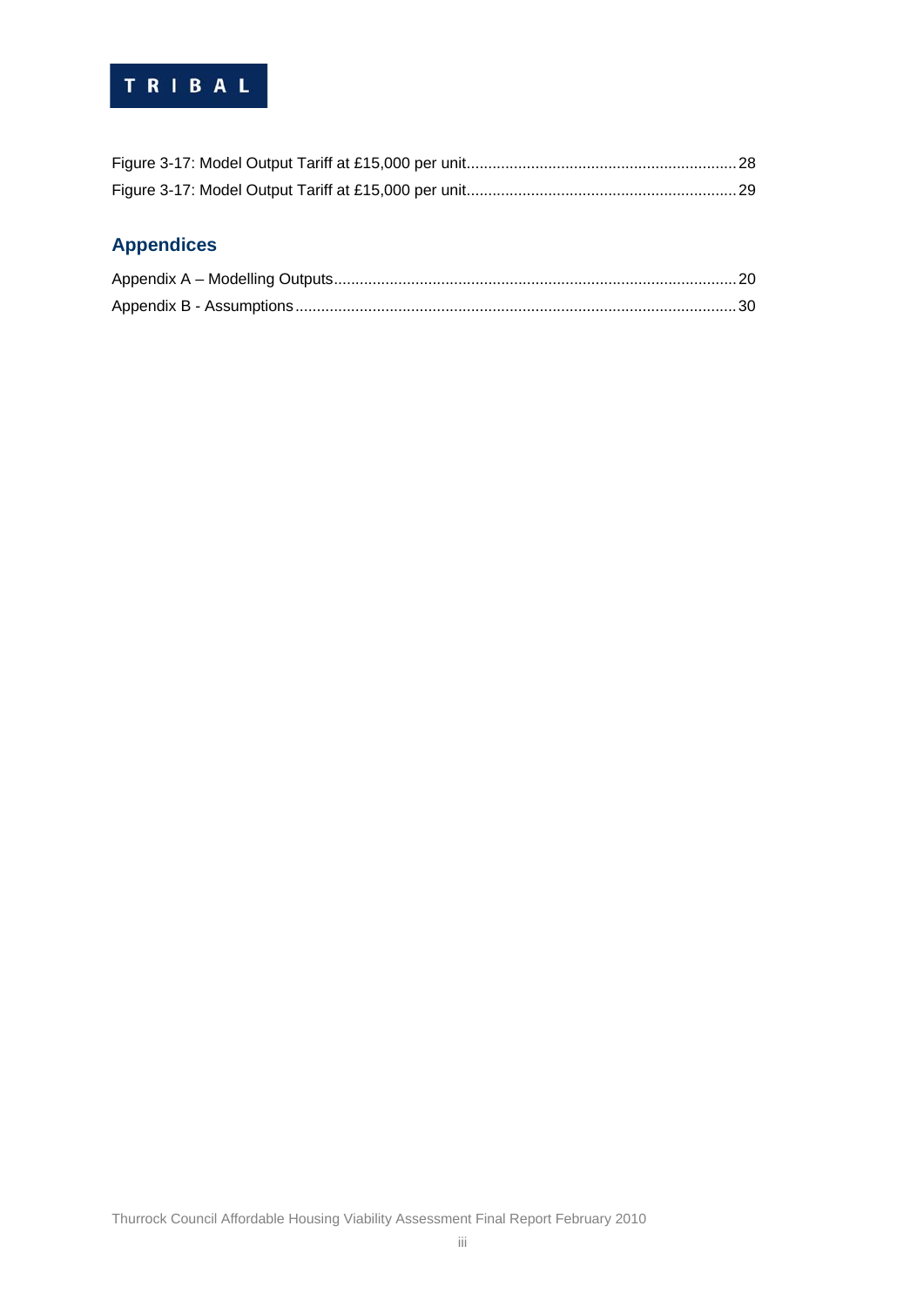Figure 3-17: Model Output Tariff at £15,000 per unit.............................................................. 28

Figure 3-17: Model Output Tariff at £15,000 per unit.............................................................. 29

## Appendices

Appendix A – Modelling Outputs............................................................................................ 20

Appendix B - Assumptions..................................................................................................... 30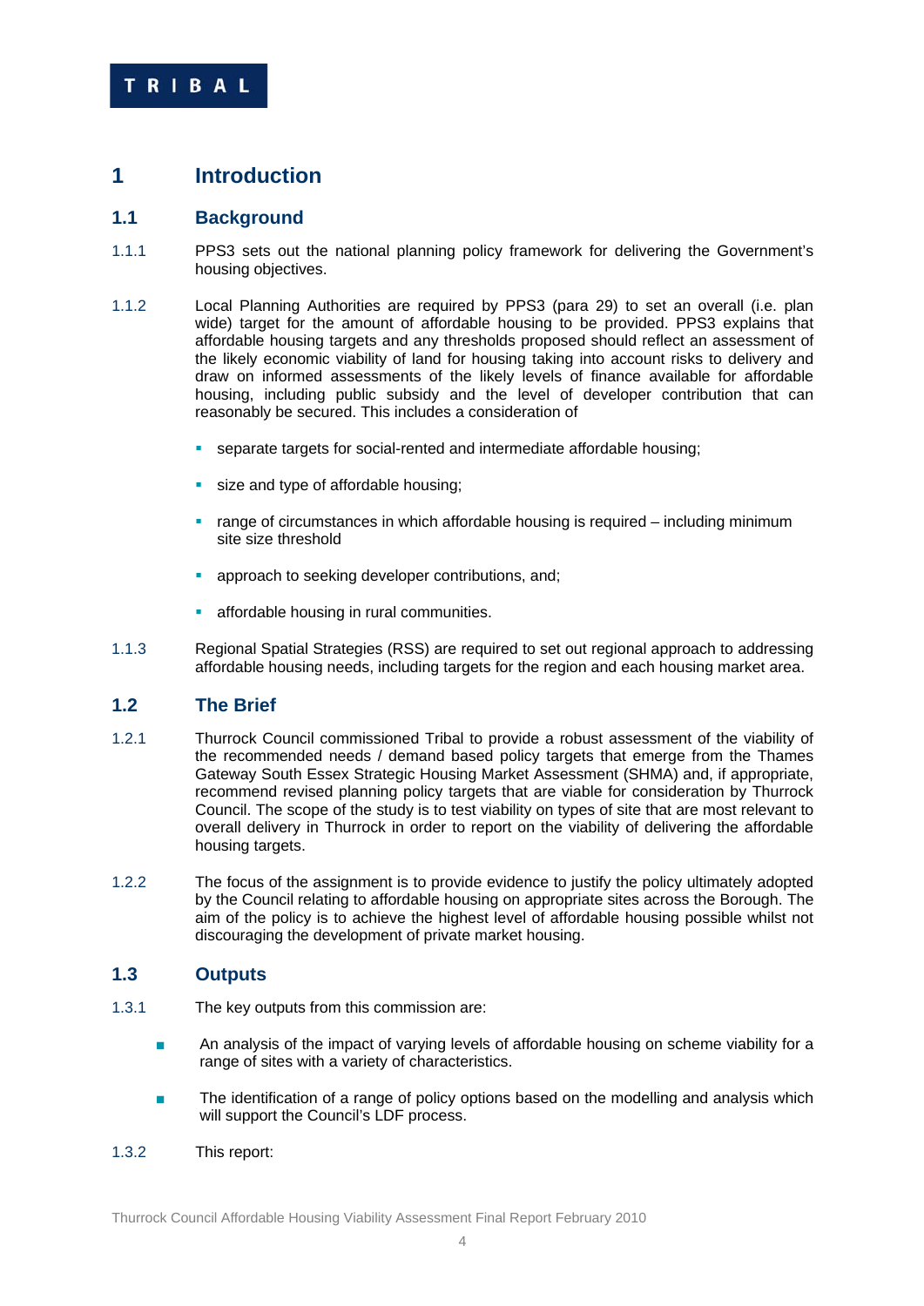# 1 Introduction

## 1.1 Background

1.1.1 PPS3 sets out the national planning policy framework for delivering the Government's housing objectives.

1.1.2 Local Planning Authorities are required by PPS3 (para 29) to set an overall (i.e. plan wide) target for the amount of affordable housing to be provided. PPS3 explains that affordable housing targets and any thresholds proposed should reflect an assessment of the likely economic viability of land for housing taking into account risks to delivery and draw on informed assessments of the likely levels of finance available for affordable housing, including public subsidy and the level of developer contribution that can reasonably be secured. This includes a consideration of

- separate targets for social-rented and intermediate affordable housing;
- size and type of affordable housing;
- range of circumstances in which affordable housing is required – including minimum site size threshold
- approach to seeking developer contributions, and;
- affordable housing in rural communities.

1.1.3 Regional Spatial Strategies (RSS) are required to set out regional approach to addressing affordable housing needs, including targets for the region and each housing market area.

## 1.2 The Brief

1.2.1 Thurrock Council commissioned Tribal to provide a robust assessment of the viability of the recommended needs / demand based policy targets that emerge from the Thames Gateway South Essex Strategic Housing Market Assessment (SHMA) and, if appropriate, recommend revised planning policy targets that are viable for consideration by Thurrock Council. The scope of the study is to test viability on types of site that are most relevant to overall delivery in Thurrock in order to report on the viability of delivering the affordable housing targets.

1.2.2 The focus of the assignment is to provide evidence to justify the policy ultimately adopted by the Council relating to affordable housing on appropriate sites across the Borough. The aim of the policy is to achieve the highest level of affordable housing possible whilst not discouraging the development of private market housing.

## 1.3 Outputs

1.3.1 The key outputs from this commission are:

- An analysis of the impact of varying levels of affordable housing on scheme viability for a range of sites with a variety of characteristics.
- The identification of a range of policy options based on the modelling and analysis which will support the Council's LDF process.

1.3.2 This report: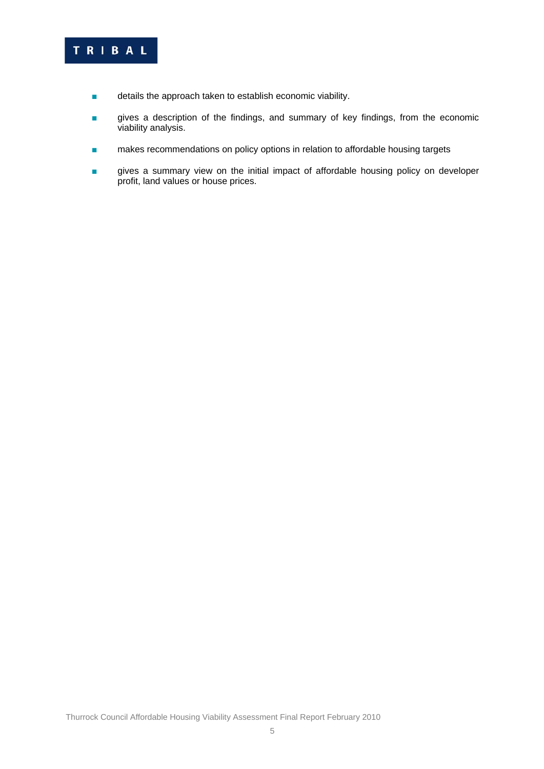- details the approach taken to establish economic viability.
- gives a description of the findings, and summary of key findings, from the economic viability analysis.
- makes recommendations on policy options in relation to affordable housing targets
- gives a summary view on the initial impact of affordable housing policy on developer profit, land values or house prices.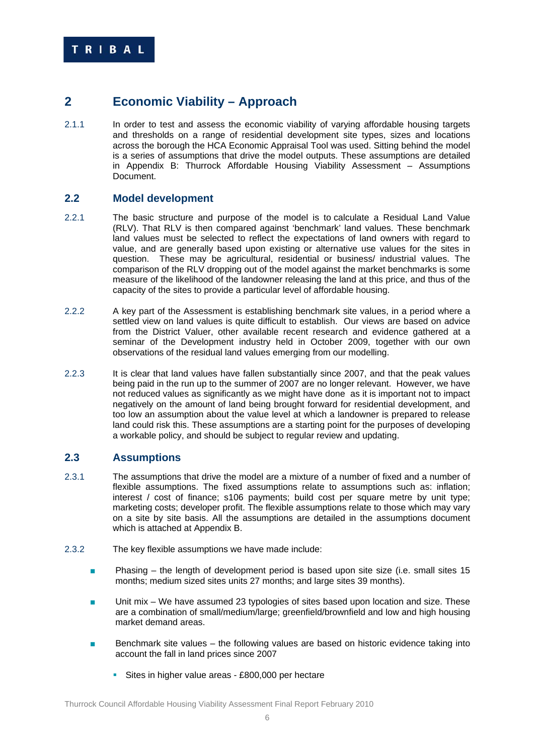## 2 Economic Viability – Approach

2.1.1 In order to test and assess the economic viability of varying affordable housing targets and thresholds on a range of residential development site types, sizes and locations across the borough the HCA Economic Appraisal Tool was used. Sitting behind the model is a series of assumptions that drive the model outputs. These assumptions are detailed in Appendix B: Thurrock Affordable Housing Viability Assessment – Assumptions Document.

### 2.2 Model development

2.2.1 The basic structure and purpose of the model is to calculate a Residual Land Value (RLV). That RLV is then compared against 'benchmark' land values. These benchmark land values must be selected to reflect the expectations of land owners with regard to value, and are generally based upon existing or alternative use values for the sites in question. These may be agricultural, residential or business/ industrial values. The comparison of the RLV dropping out of the model against the market benchmarks is some measure of the likelihood of the landowner releasing the land at this price, and thus of the capacity of the sites to provide a particular level of affordable housing.

2.2.2 A key part of the Assessment is establishing benchmark site values, in a period where a settled view on land values is quite difficult to establish. Our views are based on advice from the District Valuer, other available recent research and evidence gathered at a seminar of the Development industry held in October 2009, together with our own observations of the residual land values emerging from our modelling.

2.2.3 It is clear that land values have fallen substantially since 2007, and that the peak values being paid in the run up to the summer of 2007 are no longer relevant. However, we have not reduced values as significantly as we might have done as it is important not to impact negatively on the amount of land being brought forward for residential development, and too low an assumption about the value level at which a landowner is prepared to release land could risk this. These assumptions are a starting point for the purposes of developing a workable policy, and should be subject to regular review and updating.

### 2.3 Assumptions

2.3.1 The assumptions that drive the model are a mixture of a number of fixed and a number of flexible assumptions. The fixed assumptions relate to assumptions such as: inflation; interest / cost of finance; s106 payments; build cost per square metre by unit type; marketing costs; developer profit. The flexible assumptions relate to those which may vary on a site by site basis. All the assumptions are detailed in the assumptions document which is attached at Appendix B.

2.3.2 The key flexible assumptions we have made include:

- Phasing – the length of development period is based upon site size (i.e. small sites 15 months; medium sized sites units 27 months; and large sites 39 months).
- Unit mix – We have assumed 23 typologies of sites based upon location and size. These are a combination of small/medium/large; greenfield/brownfield and low and high housing market demand areas.
- Benchmark site values – the following values are based on historic evidence taking into account the fall in land prices since 2007
  - Sites in higher value areas - £800,000 per hectare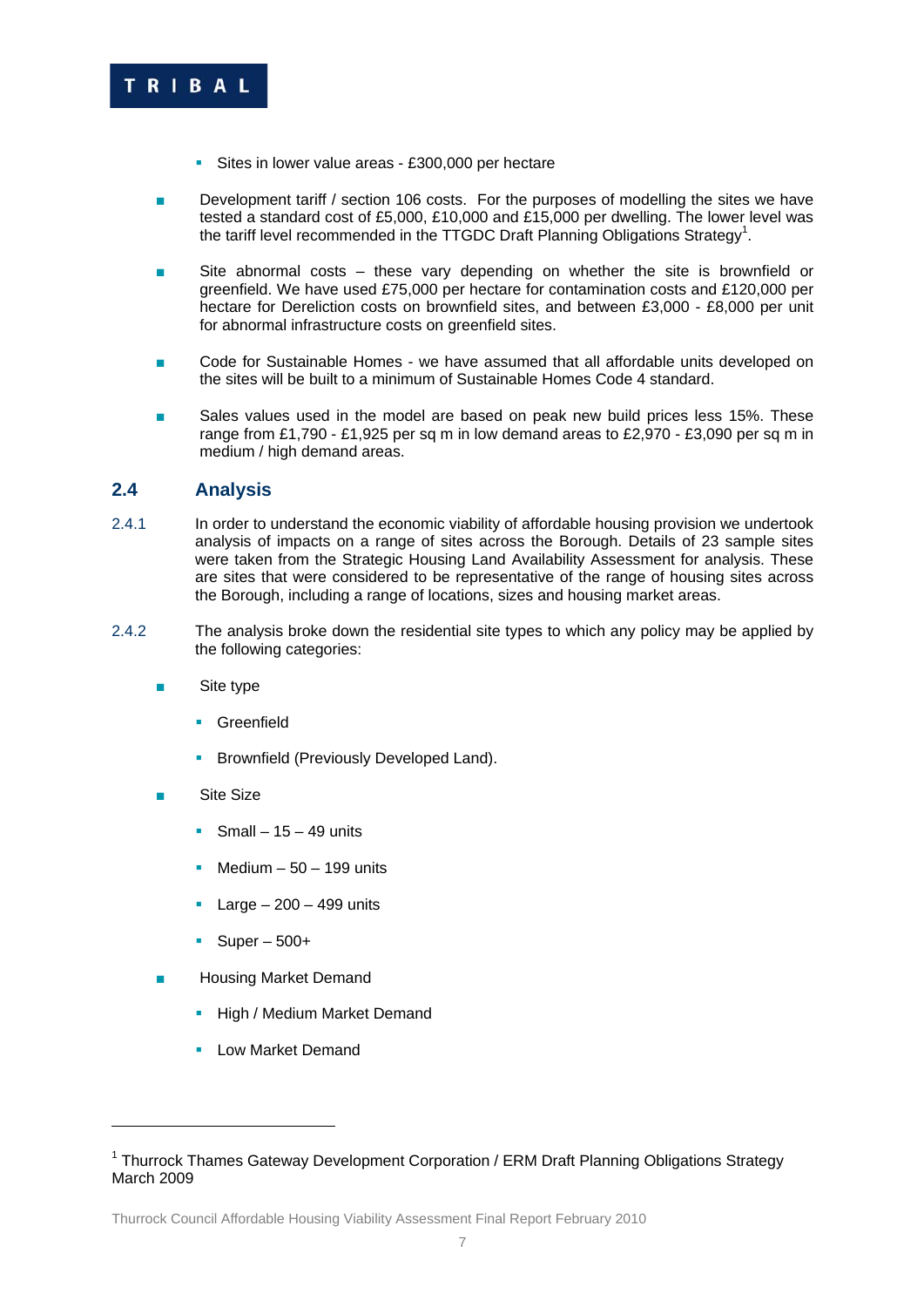- Sites in lower value areas - £300,000 per hectare

- Development tariff / section 106 costs. For the purposes of modelling the sites we have tested a standard cost of £5,000, £10,000 and £15,000 per dwelling. The lower level was the tariff level recommended in the TTGDC Draft Planning Obligations Strategy[1].

- Site abnormal costs – these vary depending on whether the site is brownfield or greenfield. We have used £75,000 per hectare for contamination costs and £120,000 per hectare for Dereliction costs on brownfield sites, and between £3,000 - £8,000 per unit for abnormal infrastructure costs on greenfield sites.

- Code for Sustainable Homes - we have assumed that all affordable units developed on the sites will be built to a minimum of Sustainable Homes Code 4 standard.

- Sales values used in the model are based on peak new build prices less 15%. These range from £1,790 - £1,925 per sq m in low demand areas to £2,970 - £3,090 per sq m in medium / high demand areas.

## 2.4 Analysis

2.4.1 In order to understand the economic viability of affordable housing provision we undertook analysis of impacts on a range of sites across the Borough. Details of 23 sample sites were taken from the Strategic Housing Land Availability Assessment for analysis. These are sites that were considered to be representative of the range of housing sites across the Borough, including a range of locations, sizes and housing market areas.

2.4.2 The analysis broke down the residential site types to which any policy may be applied by the following categories:

- Site type
  - Greenfield
  - Brownfield (Previously Developed Land).
- Site Size
  - Small – 15 – 49 units
  - Medium – 50 – 199 units
  - Large – 200 – 499 units
  - Super – 500+
- Housing Market Demand
  - High / Medium Market Demand
  - Low Market Demand

---

[1] Thurrock Thames Gateway Development Corporation / ERM Draft Planning Obligations Strategy March 2009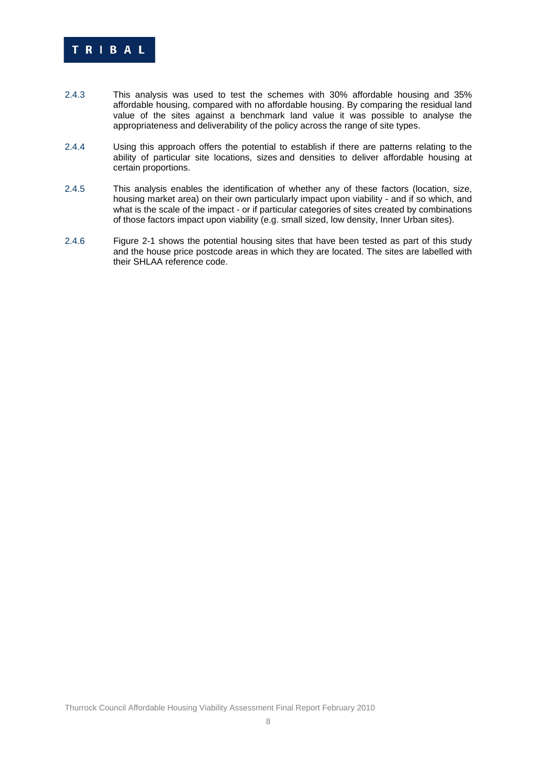2.4.3 This analysis was used to test the schemes with 30% affordable housing and 35% affordable housing, compared with no affordable housing. By comparing the residual land value of the sites against a benchmark land value it was possible to analyse the appropriateness and deliverability of the policy across the range of site types.

2.4.4 Using this approach offers the potential to establish if there are patterns relating to the ability of particular site locations, sizes and densities to deliver affordable housing at certain proportions.

2.4.5 This analysis enables the identification of whether any of these factors (location, size, housing market area) on their own particularly impact upon viability - and if so which, and what is the scale of the impact - or if particular categories of sites created by combinations of those factors impact upon viability (e.g. small sized, low density, Inner Urban sites).

2.4.6 Figure 2-1 shows the potential housing sites that have been tested as part of this study and the house price postcode areas in which they are located. The sites are labelled with their SHLAA reference code.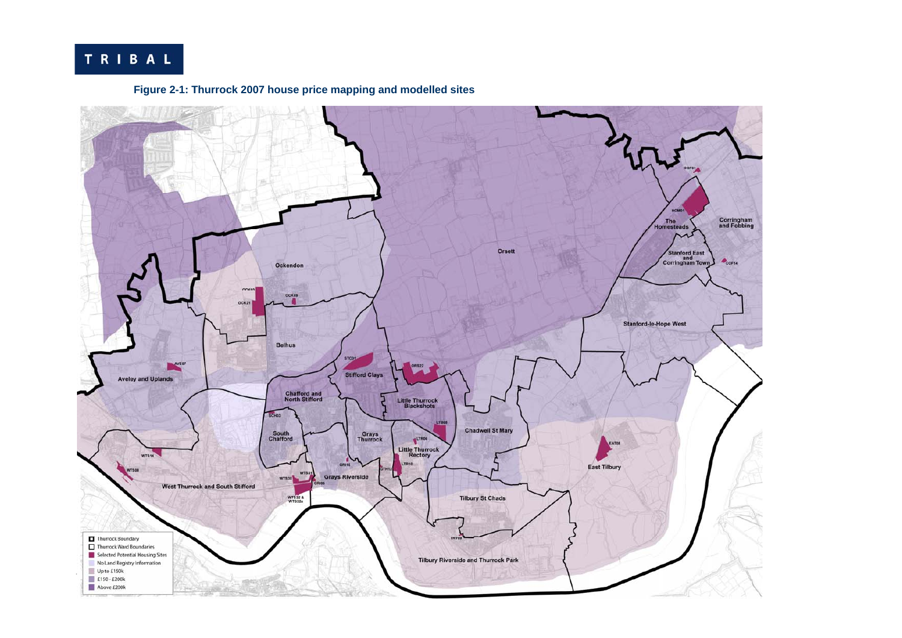**Figure 2-1: Thurrock 2007 house price mapping and modelled sites**

Thurrock Boundary
Thurrock Ward Boundaries
Selected Potential Housing Sites
No Land Registry Information
Up to £150k
£150 - £200k
Above £200k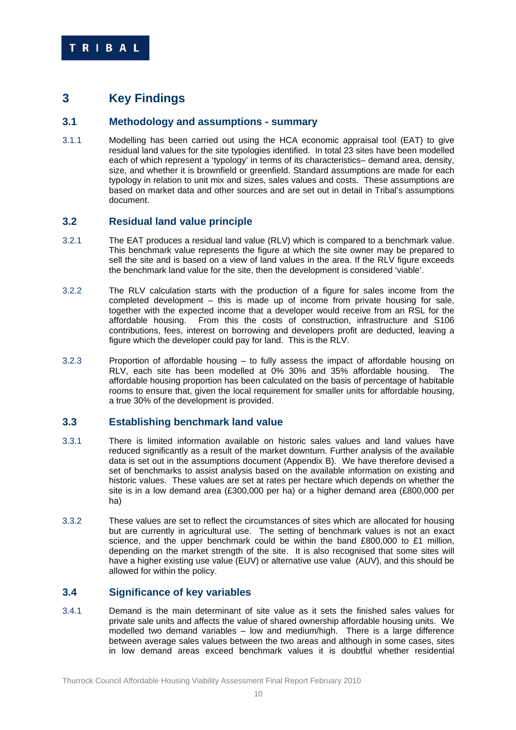# 3 Key Findings

## 3.1 Methodology and assumptions - summary

3.1.1 Modelling has been carried out using the HCA economic appraisal tool (EAT) to give residual land values for the site typologies identified. In total 23 sites have been modelled each of which represent a 'typology' in terms of its characteristics– demand area, density, size, and whether it is brownfield or greenfield. Standard assumptions are made for each typology in relation to unit mix and sizes, sales values and costs. These assumptions are based on market data and other sources and are set out in detail in Tribal's assumptions document.

## 3.2 Residual land value principle

3.2.1 The EAT produces a residual land value (RLV) which is compared to a benchmark value. This benchmark value represents the figure at which the site owner may be prepared to sell the site and is based on a view of land values in the area. If the RLV figure exceeds the benchmark land value for the site, then the development is considered 'viable'.

3.2.2 The RLV calculation starts with the production of a figure for sales income from the completed development – this is made up of income from private housing for sale, together with the expected income that a developer would receive from an RSL for the affordable housing. From this the costs of construction, infrastructure and S106 contributions, fees, interest on borrowing and developers profit are deducted, leaving a figure which the developer could pay for land. This is the RLV.

3.2.3 Proportion of affordable housing – to fully assess the impact of affordable housing on RLV, each site has been modelled at 0% 30% and 35% affordable housing. The affordable housing proportion has been calculated on the basis of percentage of habitable rooms to ensure that, given the local requirement for smaller units for affordable housing, a true 30% of the development is provided.

## 3.3 Establishing benchmark land value

3.3.1 There is limited information available on historic sales values and land values have reduced significantly as a result of the market downturn. Further analysis of the available data is set out in the assumptions document (Appendix B). We have therefore devised a set of benchmarks to assist analysis based on the available information on existing and historic values. These values are set at rates per hectare which depends on whether the site is in a low demand area (£300,000 per ha) or a higher demand area (£800,000 per ha)

3.3.2 These values are set to reflect the circumstances of sites which are allocated for housing but are currently in agricultural use. The setting of benchmark values is not an exact science, and the upper benchmark could be within the band £800,000 to £1 million, depending on the market strength of the site. It is also recognised that some sites will have a higher existing use value (EUV) or alternative use value (AUV), and this should be allowed for within the policy.

## 3.4 Significance of key variables

3.4.1 Demand is the main determinant of site value as it sets the finished sales values for private sale units and affects the value of shared ownership affordable housing units. We modelled two demand variables – low and medium/high. There is a large difference between average sales values between the two areas and although in some cases, sites in low demand areas exceed benchmark values it is doubtful whether residential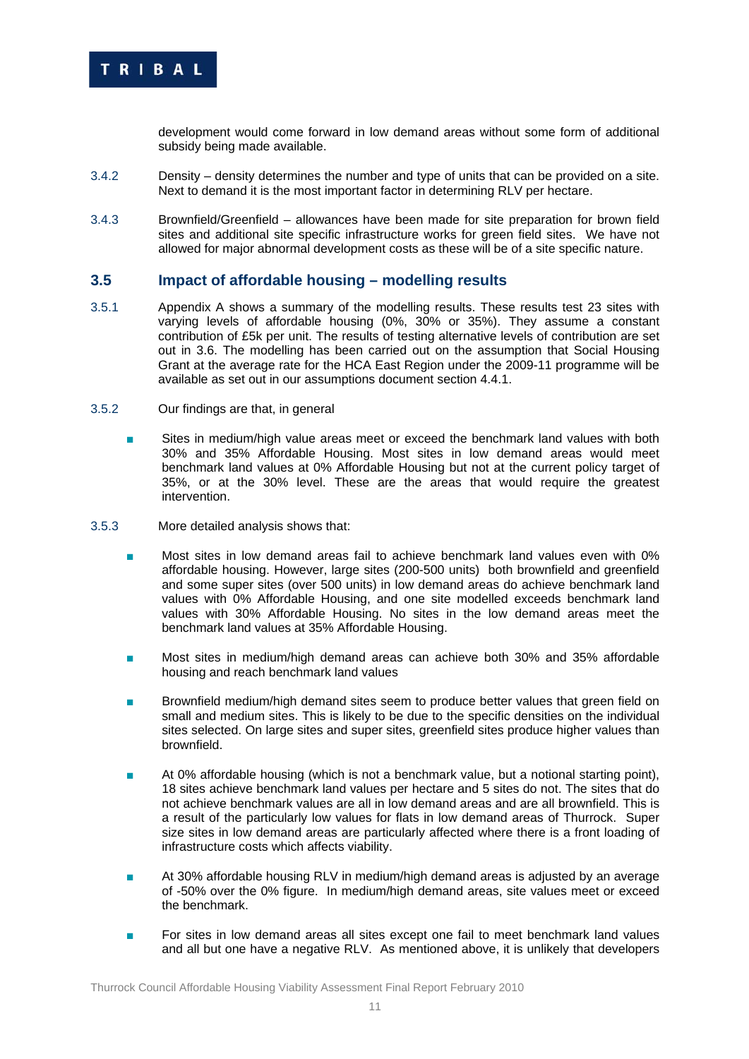development would come forward in low demand areas without some form of additional subsidy being made available.

3.4.2 Density – density determines the number and type of units that can be provided on a site. Next to demand it is the most important factor in determining RLV per hectare.

3.4.3 Brownfield/Greenfield – allowances have been made for site preparation for brown field sites and additional site specific infrastructure works for green field sites. We have not allowed for major abnormal development costs as these will be of a site specific nature.

## 3.5 Impact of affordable housing – modelling results

3.5.1 Appendix A shows a summary of the modelling results. These results test 23 sites with varying levels of affordable housing (0%, 30% or 35%). They assume a constant contribution of £5k per unit. The results of testing alternative levels of contribution are set out in 3.6. The modelling has been carried out on the assumption that Social Housing Grant at the average rate for the HCA East Region under the 2009-11 programme will be available as set out in our assumptions document section 4.4.1.

3.5.2 Our findings are that, in general

- Sites in medium/high value areas meet or exceed the benchmark land values with both 30% and 35% Affordable Housing. Most sites in low demand areas would meet benchmark land values at 0% Affordable Housing but not at the current policy target of 35%, or at the 30% level. These are the areas that would require the greatest intervention.

3.5.3 More detailed analysis shows that:

- Most sites in low demand areas fail to achieve benchmark land values even with 0% affordable housing. However, large sites (200-500 units) both brownfield and greenfield and some super sites (over 500 units) in low demand areas do achieve benchmark land values with 0% Affordable Housing, and one site modelled exceeds benchmark land values with 30% Affordable Housing. No sites in the low demand areas meet the benchmark land values at 35% Affordable Housing.

- Most sites in medium/high demand areas can achieve both 30% and 35% affordable housing and reach benchmark land values

- Brownfield medium/high demand sites seem to produce better values that green field on small and medium sites. This is likely to be due to the specific densities on the individual sites selected. On large sites and super sites, greenfield sites produce higher values than brownfield.

- At 0% affordable housing (which is not a benchmark value, but a notional starting point), 18 sites achieve benchmark land values per hectare and 5 sites do not. The sites that do not achieve benchmark values are all in low demand areas and are all brownfield. This is a result of the particularly low values for flats in low demand areas of Thurrock. Super size sites in low demand areas are particularly affected where there is a front loading of infrastructure costs which affects viability.

- At 30% affordable housing RLV in medium/high demand areas is adjusted by an average of -50% over the 0% figure. In medium/high demand areas, site values meet or exceed the benchmark.

- For sites in low demand areas all sites except one fail to meet benchmark land values and all but one have a negative RLV. As mentioned above, it is unlikely that developers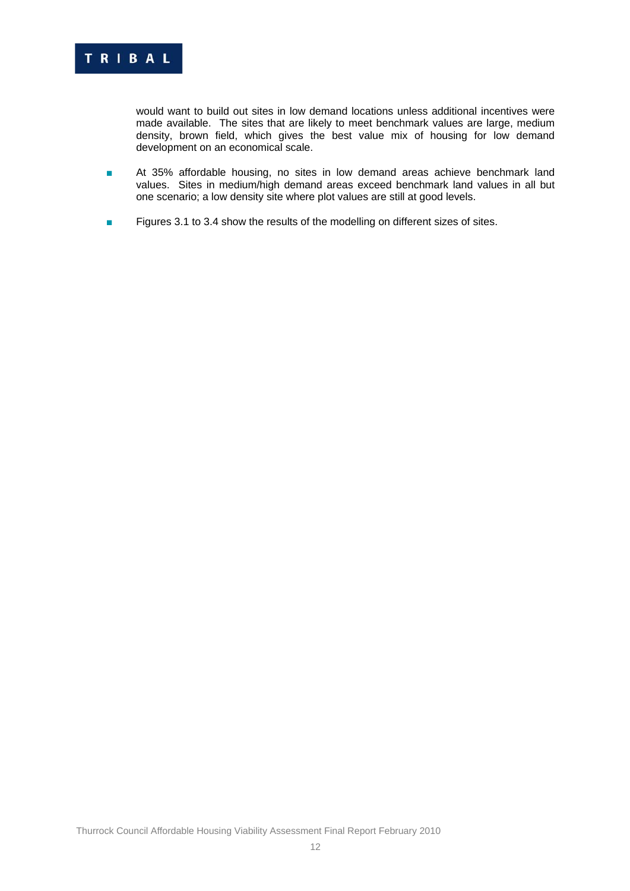would want to build out sites in low demand locations unless additional incentives were made available. The sites that are likely to meet benchmark values are large, medium density, brown field, which gives the best value mix of housing for low demand development on an economical scale.

- At 35% affordable housing, no sites in low demand areas achieve benchmark land values. Sites in medium/high demand areas exceed benchmark land values in all but one scenario; a low density site where plot values are still at good levels.
- Figures 3.1 to 3.4 show the results of the modelling on different sizes of sites.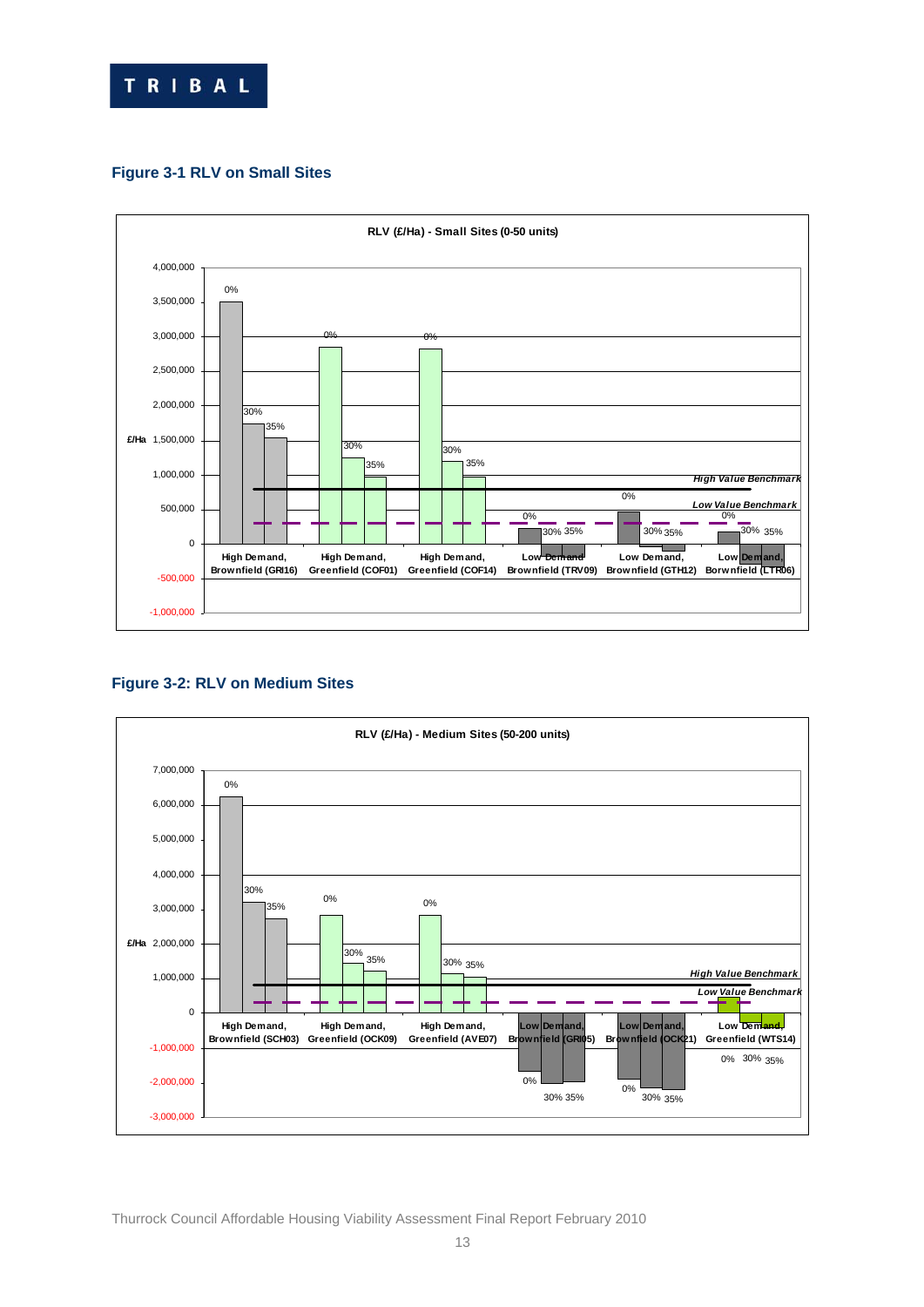### Figure 3-1 RLV on Small Sites

RLV (£/Ha) - Small Sites (0-50 units)

| £/Ha | 0% | 30% | 35% |
|---|---|---|---|
| High Demand, Brownfield (GRI16) | 0% | 30% | 35% |
| High Demand, Greenfield (COF01) | 0% | 30% | 35% |
| High Demand, Greenfield (COF14) | 0% | 30% | 35% |
| Low Demand Brownfield (TRV09) | 0% | 30% | 35% |
| Low Demand, Brownfield (GTH12) | 0% | 30% | 35% |
| Low Demand, Borwnfield (LTR06) | 0% | 30% | 35% |

*High Value Benchmark*

*Low Value Benchmark*

### Figure 3-2: RLV on Medium Sites

RLV (£/Ha) - Medium Sites (50-200 units)

| £/Ha | 0% | 30% | 35% |
|---|---|---|---|
| High Demand, Brownfield (SCH03) | 0% | 30% | 35% |
| High Demand, Greenfield (OCK09) | 0% | 30% | 35% |
| High Demand, Greenfield (AVE07) | 0% | 30% | 35% |
| Low Demand, Brownfield (GRI05) | 0% | 30% | 35% |
| Low Demand, Brownfield (OCK21) | 0% | 30% | 35% |
| Low Demand, Greenfield (WTS14) | 0% | 30% | 35% |

*High Value Benchmark*

*Low Value Benchmark*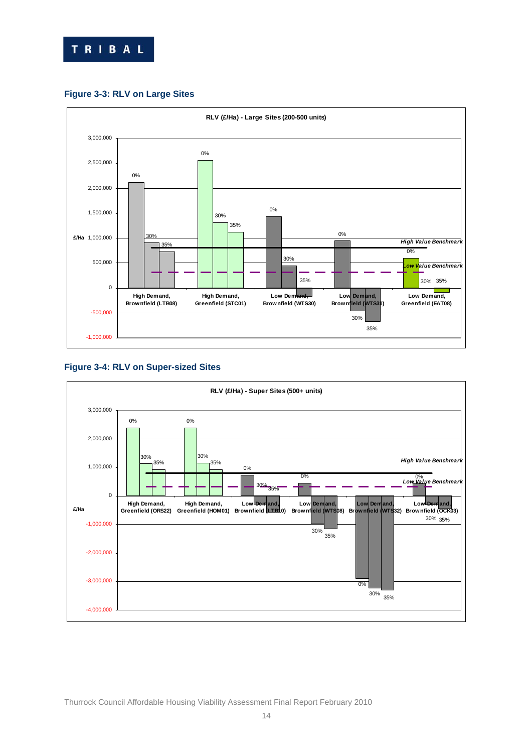### Figure 3-3: RLV on Large Sites

### Figure 3-4: RLV on Super-sized Sites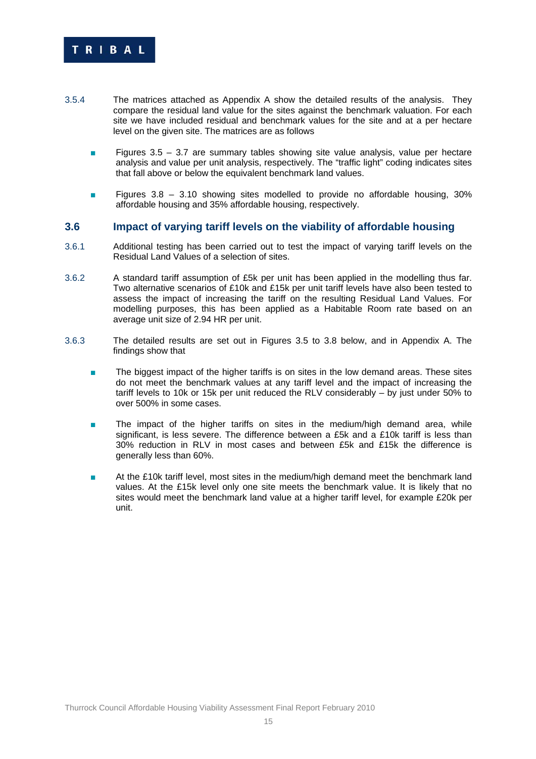3.5.4 The matrices attached as Appendix A show the detailed results of the analysis. They compare the residual land value for the sites against the benchmark valuation. For each site we have included residual and benchmark values for the site and at a per hectare level on the given site. The matrices are as follows

- Figures 3.5 – 3.7 are summary tables showing site value analysis, value per hectare analysis and value per unit analysis, respectively. The "traffic light" coding indicates sites that fall above or below the equivalent benchmark land values.
- Figures 3.8 – 3.10 showing sites modelled to provide no affordable housing, 30% affordable housing and 35% affordable housing, respectively.

## 3.6 Impact of varying tariff levels on the viability of affordable housing

3.6.1 Additional testing has been carried out to test the impact of varying tariff levels on the Residual Land Values of a selection of sites.

3.6.2 A standard tariff assumption of £5k per unit has been applied in the modelling thus far. Two alternative scenarios of £10k and £15k per unit tariff levels have also been tested to assess the impact of increasing the tariff on the resulting Residual Land Values. For modelling purposes, this has been applied as a Habitable Room rate based on an average unit size of 2.94 HR per unit.

3.6.3 The detailed results are set out in Figures 3.5 to 3.8 below, and in Appendix A. The findings show that

- The biggest impact of the higher tariffs is on sites in the low demand areas. These sites do not meet the benchmark values at any tariff level and the impact of increasing the tariff levels to 10k or 15k per unit reduced the RLV considerably – by just under 50% to over 500% in some cases.
- The impact of the higher tariffs on sites in the medium/high demand area, while significant, is less severe. The difference between a £5k and a £10k tariff is less than 30% reduction in RLV in most cases and between £5k and £15k the difference is generally less than 60%.
- At the £10k tariff level, most sites in the medium/high demand meet the benchmark land values. At the £15k level only one site meets the benchmark value. It is likely that no sites would meet the benchmark land value at a higher tariff level, for example £20k per unit.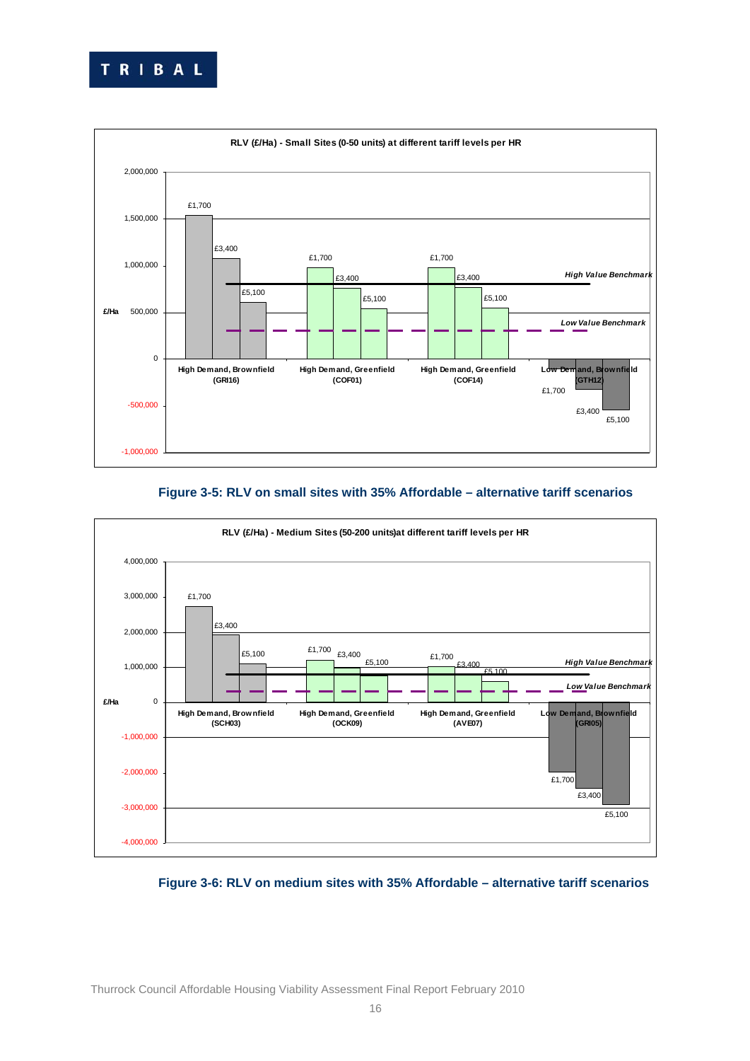**RLV (£/Ha) - Small Sites (0-50 units) at different tariff levels per HR**

Figure 3-5: RLV on small sites with 35% Affordable – alternative tariff scenarios

**RLV (£/Ha) - Medium Sites (50-200 units)at different tariff levels per HR**

Figure 3-6: RLV on medium sites with 35% Affordable – alternative tariff scenarios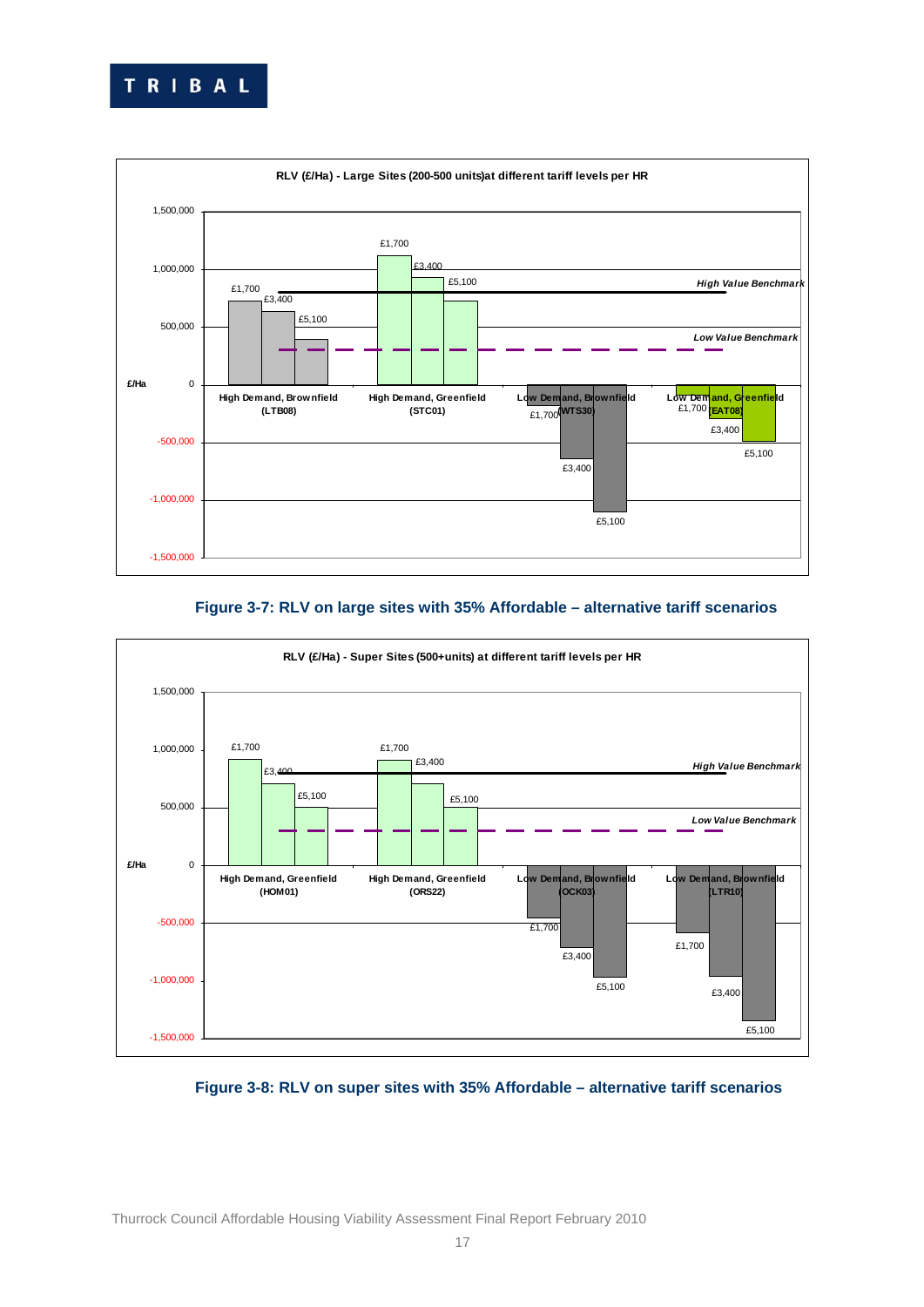**RLV (£/Ha) - Large Sites (200-500 units)at different tariff levels per HR**

**Figure 3-7: RLV on large sites with 35% Affordable – alternative tariff scenarios**

**RLV (£/Ha) - Super Sites (500+units) at different tariff levels per HR**

**Figure 3-8: RLV on super sites with 35% Affordable – alternative tariff scenarios**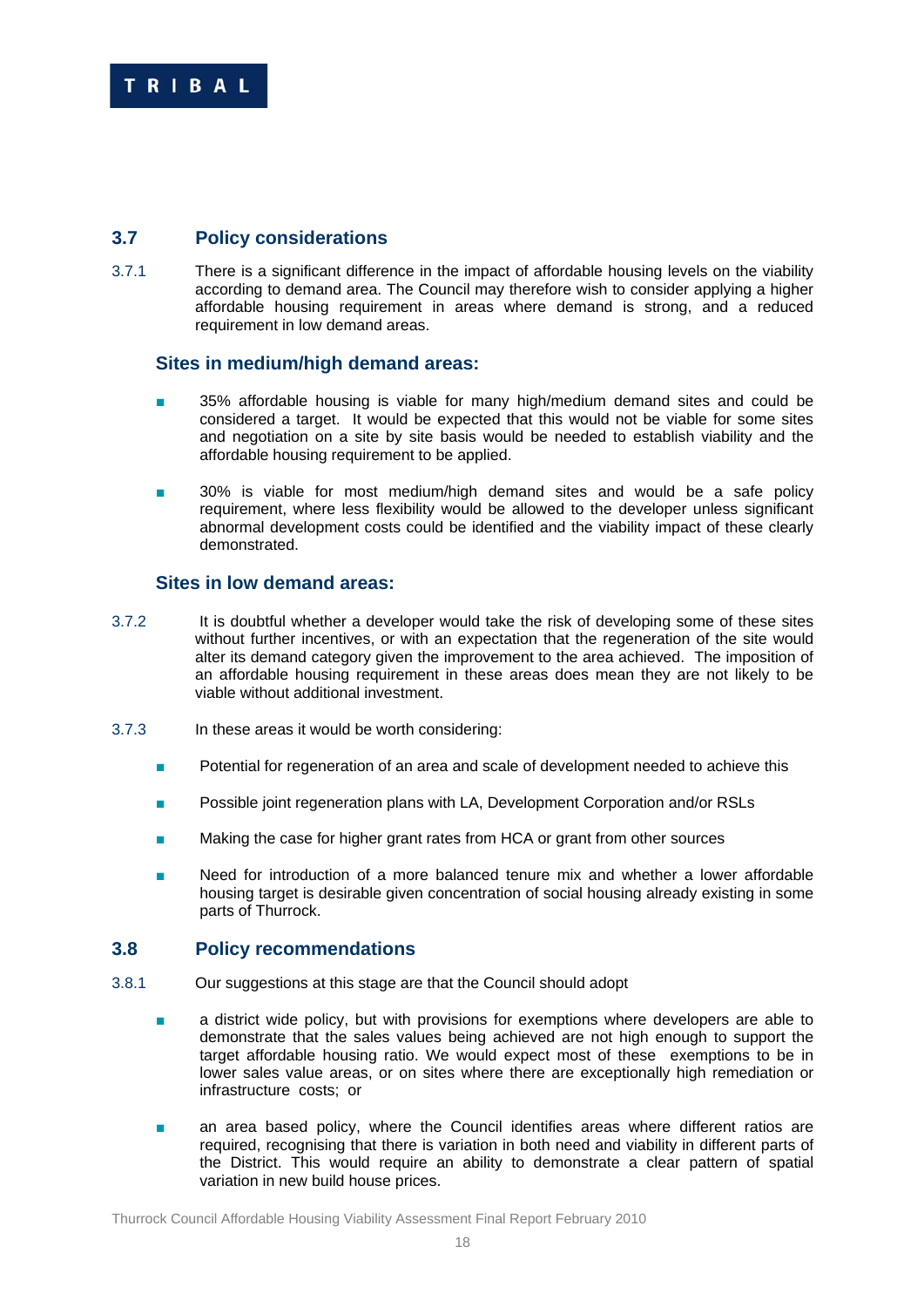## 3.7 Policy considerations

3.7.1 There is a significant difference in the impact of affordable housing levels on the viability according to demand area. The Council may therefore wish to consider applying a higher affordable housing requirement in areas where demand is strong, and a reduced requirement in low demand areas.

### Sites in medium/high demand areas:

- 35% affordable housing is viable for many high/medium demand sites and could be considered a target. It would be expected that this would not be viable for some sites and negotiation on a site by site basis would be needed to establish viability and the affordable housing requirement to be applied.
- 30% is viable for most medium/high demand sites and would be a safe policy requirement, where less flexibility would be allowed to the developer unless significant abnormal development costs could be identified and the viability impact of these clearly demonstrated.

### Sites in low demand areas:

3.7.2 It is doubtful whether a developer would take the risk of developing some of these sites without further incentives, or with an expectation that the regeneration of the site would alter its demand category given the improvement to the area achieved. The imposition of an affordable housing requirement in these areas does mean they are not likely to be viable without additional investment.

3.7.3 In these areas it would be worth considering:

- Potential for regeneration of an area and scale of development needed to achieve this
- Possible joint regeneration plans with LA, Development Corporation and/or RSLs
- Making the case for higher grant rates from HCA or grant from other sources
- Need for introduction of a more balanced tenure mix and whether a lower affordable housing target is desirable given concentration of social housing already existing in some parts of Thurrock.

## 3.8 Policy recommendations

3.8.1 Our suggestions at this stage are that the Council should adopt

- a district wide policy, but with provisions for exemptions where developers are able to demonstrate that the sales values being achieved are not high enough to support the target affordable housing ratio. We would expect most of these exemptions to be in lower sales value areas, or on sites where there are exceptionally high remediation or infrastructure costs; or
- an area based policy, where the Council identifies areas where different ratios are required, recognising that there is variation in both need and viability in different parts of the District. This would require an ability to demonstrate a clear pattern of spatial variation in new build house prices.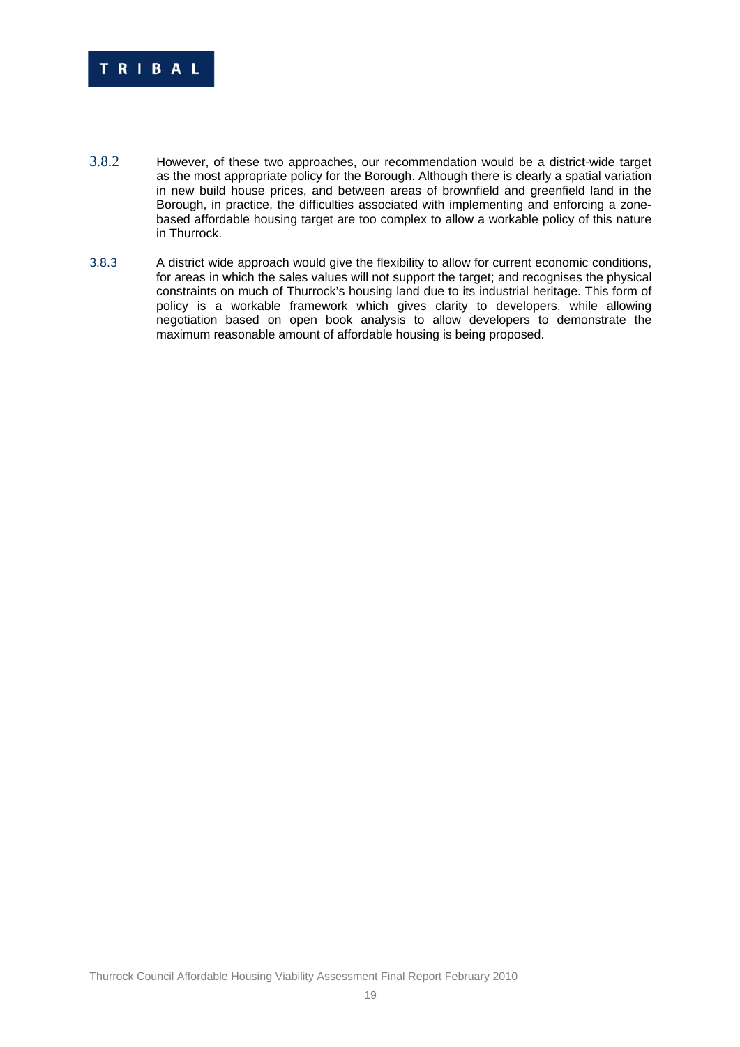3.8.2 However, of these two approaches, our recommendation would be a district-wide target as the most appropriate policy for the Borough. Although there is clearly a spatial variation in new build house prices, and between areas of brownfield and greenfield land in the Borough, in practice, the difficulties associated with implementing and enforcing a zone-based affordable housing target are too complex to allow a workable policy of this nature in Thurrock.

3.8.3 A district wide approach would give the flexibility to allow for current economic conditions, for areas in which the sales values will not support the target; and recognises the physical constraints on much of Thurrock's housing land due to its industrial heritage. This form of policy is a workable framework which gives clarity to developers, while allowing negotiation based on open book analysis to allow developers to demonstrate the maximum reasonable amount of affordable housing is being proposed.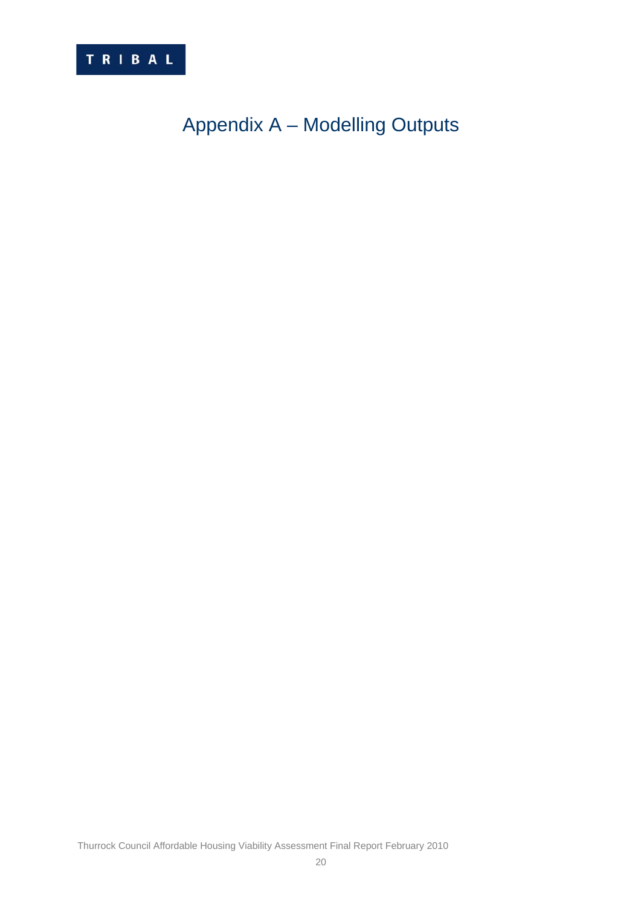# Appendix A – Modelling Outputs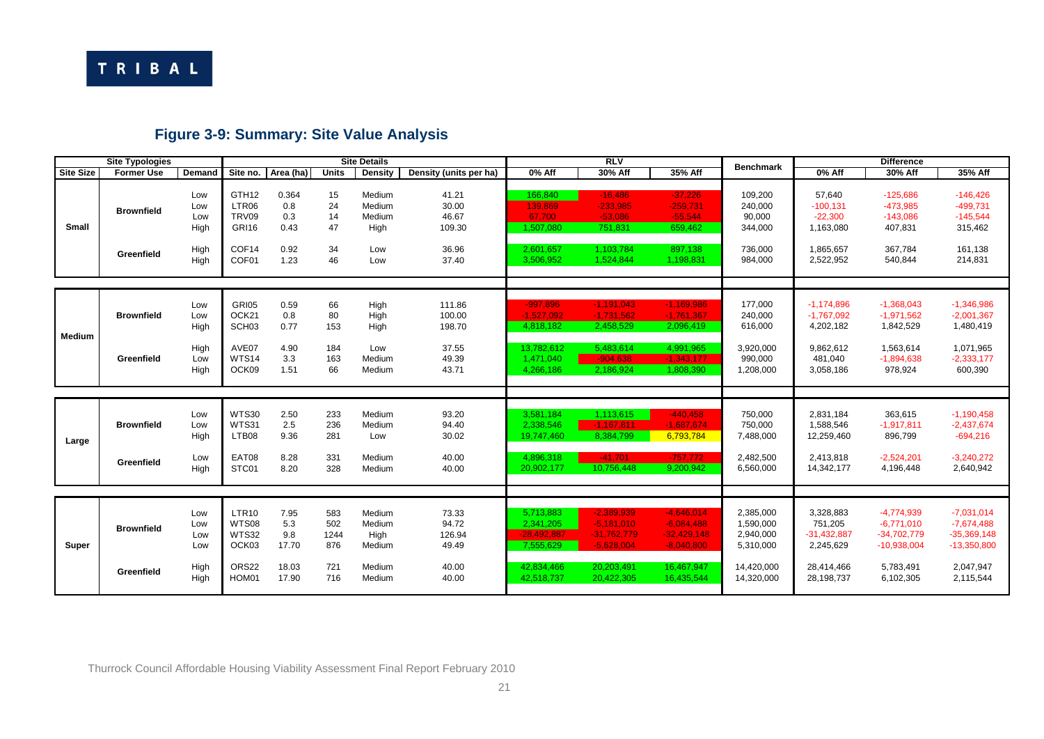## Figure 3-9: Summary: Site Value Analysis

| Site Typologies | | | Site Details | | | | | RLV | | | Benchmark | Difference | | |
|---|---|---|---|---|---|---|---|---|---|---|---|---|---|---|
| Site Size | Former Use | Demand | Site no. | Area (ha) | Units | Density | Density (units per ha) | 0% Aff | 30% Aff | 35% Aff | | 0% Aff | 30% Aff | 35% Aff |
| Small | Brownfield | Low | GTH12 | 0.364 | 15 | Medium | 41.21 | 166,840 | -16,486 | -37,226 | 109,200 | 57,640 | -125,686 | -146,426 |
| | | Low | LTR06 | 0.8 | 24 | Medium | 30.00 | 139,869 | -233,985 | -259,731 | 240,000 | -100,131 | -473,985 | -499,731 |
| | | Low | TRV09 | 0.3 | 14 | Medium | 46.67 | 67,700 | -53,086 | -55,544 | 90,000 | -22,300 | -143,086 | -145,544 |
| | | High | GRI16 | 0.43 | 47 | High | 109.30 | 1,507,080 | 751,831 | 659,462 | 344,000 | 1,163,080 | 407,831 | 315,462 |
| | Greenfield | High | COF14 | 0.92 | 34 | Low | 36.96 | 2,601,657 | 1,103,784 | 897,138 | 736,000 | 1,865,657 | 367,784 | 161,138 |
| | | High | COF01 | 1.23 | 46 | Low | 37.40 | 3,506,952 | 1,524,844 | 1,198,831 | 984,000 | 2,522,952 | 540,844 | 214,831 |
| Medium | Brownfield | Low | GRI05 | 0.59 | 66 | High | 111.86 | -997,896 | -1,191,043 | -1,169,986 | 177,000 | -1,174,896 | -1,368,043 | -1,346,986 |
| | | Low | OCK21 | 0.8 | 80 | High | 100.00 | -1,527,092 | -1,731,562 | -1,761,367 | 240,000 | -1,767,092 | -1,971,562 | -2,001,367 |
| | | High | SCH03 | 0.77 | 153 | High | 198.70 | 4,818,182 | 2,458,529 | 2,096,419 | 616,000 | 4,202,182 | 1,842,529 | 1,480,419 |
| | Greenfield | High | AVE07 | 4.90 | 184 | Low | 37.55 | 13,782,612 | 5,483,614 | 4,991,965 | 3,920,000 | 9,862,612 | 1,563,614 | 1,071,965 |
| | | Low | WTS14 | 3.3 | 163 | Medium | 49.39 | 1,471,040 | -904,638 | -1,343,177 | 990,000 | 481,040 | -1,894,638 | -2,333,177 |
| | | High | OCK09 | 1.51 | 66 | Medium | 43.71 | 4,266,186 | 2,186,924 | 1,808,390 | 1,208,000 | 3,058,186 | 978,924 | 600,390 |
| Large | Brownfield | Low | WTS30 | 2.50 | 233 | Medium | 93.20 | 3,581,184 | 1,113,615 | -440,458 | 750,000 | 2,831,184 | 363,615 | -1,190,458 |
| | | Low | WTS31 | 2.5 | 236 | Medium | 94.40 | 2,338,546 | -1,167,811 | -1,687,674 | 750,000 | 1,588,546 | -1,917,811 | -2,437,674 |
| | | High | LTB08 | 9.36 | 281 | Low | 30.02 | 19,747,460 | 8,384,799 | 6,793,784 | 7,488,000 | 12,259,460 | 896,799 | -694,216 |
| | Greenfield | Low | EAT08 | 8.28 | 331 | Medium | 40.00 | 4,896,318 | -41,701 | -757,772 | 2,482,500 | 2,413,818 | -2,524,201 | -3,240,272 |
| | | High | STC01 | 8.20 | 328 | Medium | 40.00 | 20,902,177 | 10,756,448 | 9,200,942 | 6,560,000 | 14,342,177 | 4,196,448 | 2,640,942 |
| Super | Brownfield | Low | LTR10 | 7.95 | 583 | Medium | 73.33 | 5,713,883 | -2,389,939 | -4,646,014 | 2,385,000 | 3,328,883 | -4,774,939 | -7,031,014 |
| | | Low | WTS08 | 5.3 | 502 | Medium | 94.72 | 2,341,205 | -5,181,010 | -6,084,488 | 1,590,000 | 751,205 | -6,771,010 | -7,674,488 |
| | | Low | WTS32 | 9.8 | 1244 | High | 126.94 | -28,492,887 | -31,762,779 | -32,429,148 | 2,940,000 | -31,432,887 | -34,702,779 | -35,369,148 |
| | | Low | OCK03 | 17.70 | 876 | Medium | 49.49 | 7,555,629 | -5,628,004 | -8,040,800 | 5,310,000 | 2,245,629 | -10,938,004 | -13,350,800 |
| | Greenfield | High | ORS22 | 18.03 | 721 | Medium | 40.00 | 42,834,466 | 20,203,491 | 16,467,947 | 14,420,000 | 28,414,466 | 5,783,491 | 2,047,947 |
| | | High | HOM01 | 17.90 | 716 | Medium | 40.00 | 42,518,737 | 20,422,305 | 16,435,544 | 14,320,000 | 28,198,737 | 6,102,305 | 2,115,544 |

Thurrock Council Affordable Housing Viability Assessment Final Report February 2010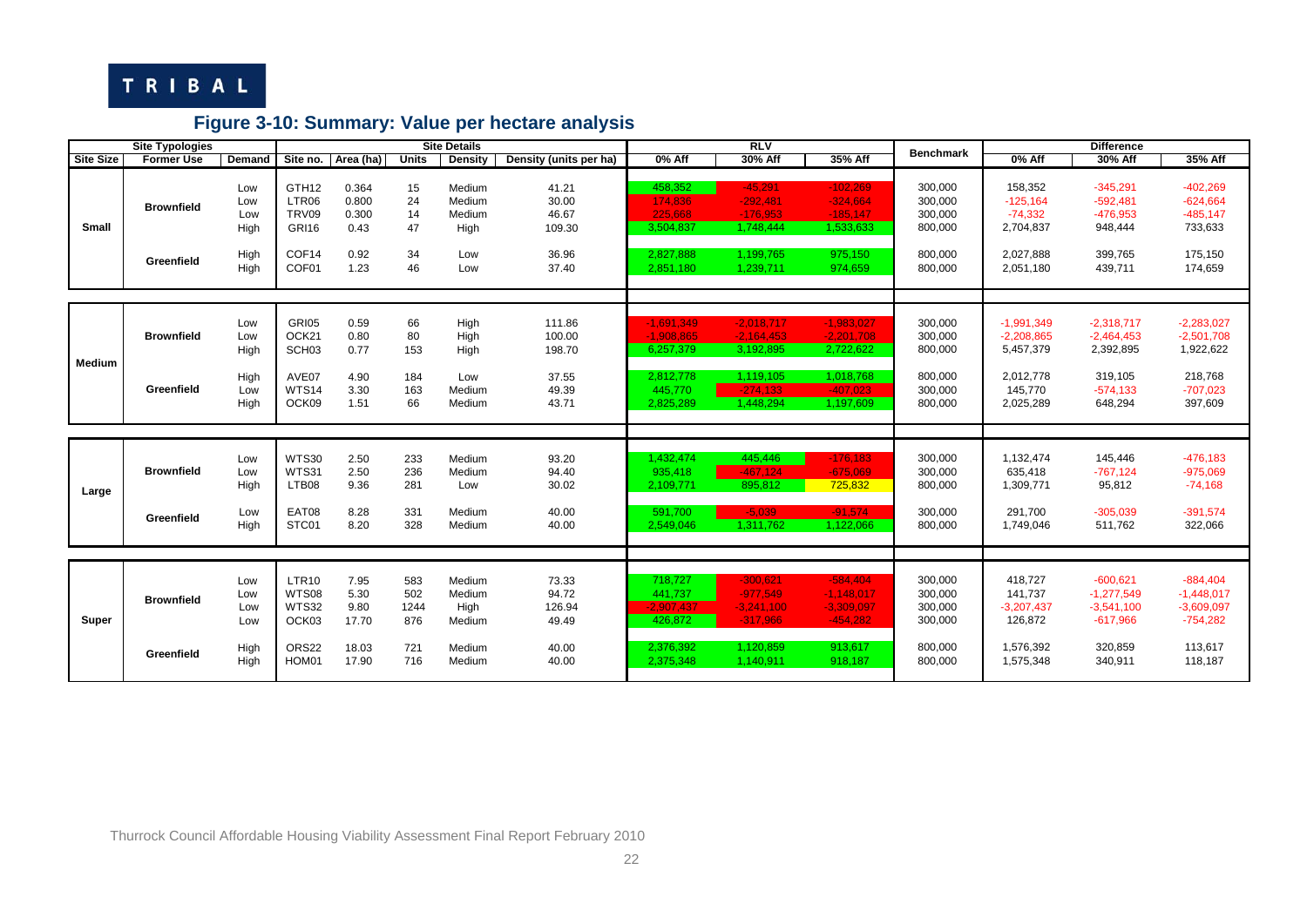## Figure 3-10: Summary: Value per hectare analysis

| Site Typologies | | | Site Details | | | | | RLV | | | Benchmark | Difference | | |
|---|---|---|---|---|---|---|---|---|---|---|---|---|---|---|
| Site Size | Former Use | Demand | Site no. | Area (ha) | Units | Density | Density (units per ha) | 0% Aff | 30% Aff | 35% Aff | | 0% Aff | 30% Aff | 35% Aff |
| Small | Brownfield | Low | GTH12 | 0.364 | 15 | Medium | 41.21 | 458,352 | -45,291 | -102,269 | 300,000 | 158,352 | -345,291 | -402,269 |
| | | Low | LTR06 | 0.800 | 24 | Medium | 30.00 | 174,836 | -292,481 | -324,664 | 300,000 | -125,164 | -592,481 | -624,664 |
| | | Low | TRV09 | 0.300 | 14 | Medium | 46.67 | 225,668 | -176,953 | -185,147 | 300,000 | -74,332 | -476,953 | -485,147 |
| | | High | GRI16 | 0.43 | 47 | High | 109.30 | 3,504,837 | 1,748,444 | 1,533,633 | 800,000 | 2,704,837 | 948,444 | 733,633 |
| | Greenfield | High | COF14 | 0.92 | 34 | Low | 36.96 | 2,827,888 | 1,199,765 | 975,150 | 800,000 | 2,027,888 | 399,765 | 175,150 |
| | | High | COF01 | 1.23 | 46 | Low | 37.40 | 2,851,180 | 1,239,711 | 974,659 | 800,000 | 2,051,180 | 439,711 | 174,659 |
| Medium | Brownfield | Low | GRI05 | 0.59 | 66 | High | 111.86 | -1,691,349 | -2,018,717 | -1,983,027 | 300,000 | -1,991,349 | -2,318,717 | -2,283,027 |
| | | Low | OCK21 | 0.80 | 80 | High | 100.00 | -1,908,865 | -2,164,453 | -2,201,708 | 300,000 | -2,208,865 | -2,464,453 | -2,501,708 |
| | | High | SCH03 | 0.77 | 153 | High | 198.70 | 6,257,379 | 3,192,895 | 2,722,622 | 800,000 | 5,457,379 | 2,392,895 | 1,922,622 |
| | Greenfield | High | AVE07 | 4.90 | 184 | Low | 37.55 | 2,812,778 | 1,119,105 | 1,018,768 | 800,000 | 2,012,778 | 319,105 | 218,768 |
| | | Low | WTS14 | 3.30 | 163 | Medium | 49.39 | 445,770 | -274,133 | -407,023 | 300,000 | 145,770 | -574,133 | -707,023 |
| | | High | OCK09 | 1.51 | 66 | Medium | 43.71 | 2,825,289 | 1,448,294 | 1,197,609 | 800,000 | 2,025,289 | 648,294 | 397,609 |
| Large | Brownfield | Low | WTS30 | 2.50 | 233 | Medium | 93.20 | 1,432,474 | 445,446 | -176,183 | 300,000 | 1,132,474 | 145,446 | -476,183 |
| | | Low | WTS31 | 2.50 | 236 | Medium | 94.40 | 935,418 | -467,124 | -675,069 | 300,000 | 635,418 | -767,124 | -975,069 |
| | | High | LTB08 | 9.36 | 281 | Low | 30.02 | 2,109,771 | 895,812 | 725,832 | 800,000 | 1,309,771 | 95,812 | -74,168 |
| | Greenfield | Low | EAT08 | 8.28 | 331 | Medium | 40.00 | 591,700 | -5,039 | -91,574 | 300,000 | 291,700 | -305,039 | -391,574 |
| | | High | STC01 | 8.20 | 328 | Medium | 40.00 | 2,549,046 | 1,311,762 | 1,122,066 | 800,000 | 1,749,046 | 511,762 | 322,066 |
| Super | Brownfield | Low | LTR10 | 7.95 | 583 | Medium | 73.33 | 718,727 | -300,621 | -584,404 | 300,000 | 418,727 | -600,621 | -884,404 |
| | | Low | WTS08 | 5.30 | 502 | Medium | 94.72 | 441,737 | -977,549 | -1,148,017 | 300,000 | 141,737 | -1,277,549 | -1,448,017 |
| | | Low | WTS32 | 9.80 | 1244 | High | 126.94 | -2,907,437 | -3,241,100 | -3,309,097 | 300,000 | -3,207,437 | -3,541,100 | -3,609,097 |
| | | Low | OCK03 | 17.70 | 876 | Medium | 49.49 | 426,872 | -317,966 | -454,282 | 300,000 | 126,872 | -617,966 | -754,282 |
| | Greenfield | High | ORS22 | 18.03 | 721 | Medium | 40.00 | 2,376,392 | 1,120,859 | 913,617 | 800,000 | 1,576,392 | 320,859 | 113,617 |
| | | High | HOM01 | 17.90 | 716 | Medium | 40.00 | 2,375,348 | 1,140,911 | 918,187 | 800,000 | 1,575,348 | 340,911 | 118,187 |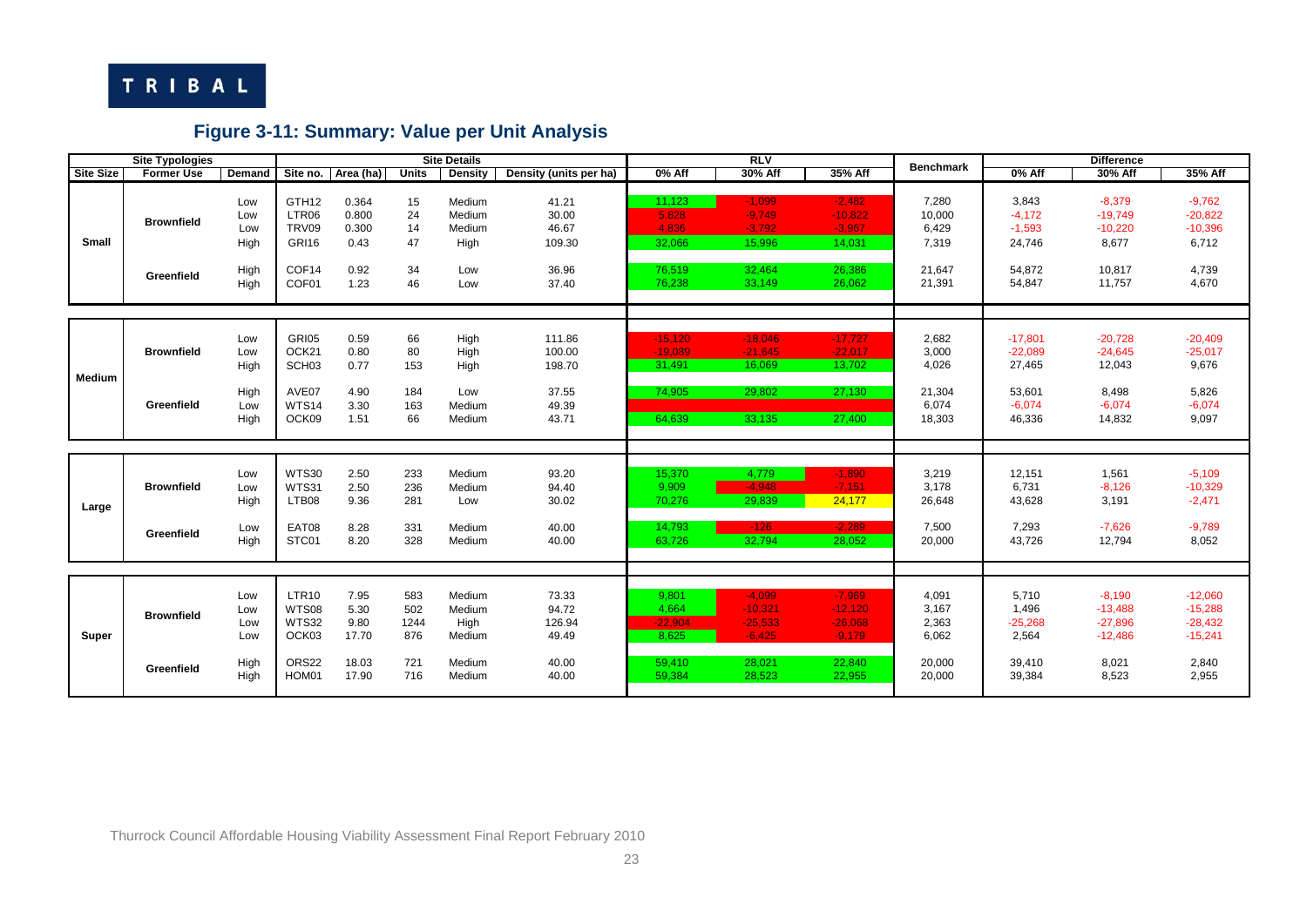## Figure 3-11: Summary: Value per Unit Analysis

| Site Typologies | | | Site Details | | | | | RLV | | | Benchmark | Difference | | |
|---|---|---|---|---|---|---|---|---|---|---|---|---|---|---|
| Site Size | Former Use | Demand | Site no. | Area (ha) | Units | Density | Density (units per ha) | 0% Aff | 30% Aff | 35% Aff | | 0% Aff | 30% Aff | 35% Aff |
| Small | Brownfield | Low | GTH12 | 0.364 | 15 | Medium | 41.21 | 11,123 | -1,099 | -2,482 | 7,280 | 3,843 | -8,379 | -9,762 |
| | | Low | LTR06 | 0.800 | 24 | Medium | 30.00 | 5,828 | -9,749 | -10,822 | 10,000 | -4,172 | -19,749 | -20,822 |
| | | Low | TRV09 | 0.300 | 14 | Medium | 46.67 | 4,836 | -3,792 | -3,967 | 6,429 | -1,593 | -10,220 | -10,396 |
| | | High | GRI16 | 0.43 | 47 | High | 109.30 | 32,066 | 15,996 | 14,031 | 7,319 | 24,746 | 8,677 | 6,712 |
| | Greenfield | High | COF14 | 0.92 | 34 | Low | 36.96 | 76,519 | 32,464 | 26,386 | 21,647 | 54,872 | 10,817 | 4,739 |
| | | High | COF01 | 1.23 | 46 | Low | 37.40 | 76,238 | 33,149 | 26,062 | 21,391 | 54,847 | 11,757 | 4,670 |
| Medium | Brownfield | Low | GRI05 | 0.59 | 66 | High | 111.86 | -15,120 | -18,046 | -17,727 | 2,682 | -17,801 | -20,728 | -20,409 |
| | | Low | OCK21 | 0.80 | 80 | High | 100.00 | -19,089 | -21,645 | -22,017 | 3,000 | -22,089 | -24,645 | -25,017 |
| | | High | SCH03 | 0.77 | 153 | High | 198.70 | 31,491 | 16,069 | 13,702 | 4,026 | 27,465 | 12,043 | 9,676 |
| | Greenfield | High | AVE07 | 4.90 | 184 | Low | 37.55 | 74,905 | 29,802 | 27,130 | 21,304 | 53,601 | 8,498 | 5,826 |
| | | Low | WTS14 | 3.30 | 163 | Medium | 49.39 | | | | 6,074 | -6,074 | -6,074 | -6,074 |
| | | High | OCK09 | 1.51 | 66 | Medium | 43.71 | 64,639 | 33,135 | 27,400 | 18,303 | 46,336 | 14,832 | 9,097 |
| Large | Brownfield | Low | WTS30 | 2.50 | 233 | Medium | 93.20 | 15,370 | 4,779 | -1,890 | 3,219 | 12,151 | 1,561 | -5,109 |
| | | Low | WTS31 | 2.50 | 236 | Medium | 94.40 | 9,909 | -4,948 | -7,151 | 3,178 | 6,731 | -8,126 | -10,329 |
| | | High | LTB08 | 9.36 | 281 | Low | 30.02 | 70,276 | 29,839 | 24,177 | 26,648 | 43,628 | 3,191 | -2,471 |
| | Greenfield | Low | EAT08 | 8.28 | 331 | Medium | 40.00 | 14,793 | -126 | -2,289 | 7,500 | 7,293 | -7,626 | -9,789 |
| | | High | STC01 | 8.20 | 328 | Medium | 40.00 | 63,726 | 32,794 | 28,052 | 20,000 | 43,726 | 12,794 | 8,052 |
| Super | Brownfield | Low | LTR10 | 7.95 | 583 | Medium | 73.33 | 9,801 | -4,099 | -7,969 | 4,091 | 5,710 | -8,190 | -12,060 |
| | | Low | WTS08 | 5.30 | 502 | Medium | 94.72 | 4,664 | -10,321 | -12,120 | 3,167 | 1,496 | -13,488 | -15,288 |
| | | Low | WTS32 | 9.80 | 1244 | High | 126.94 | -22,904 | -25,533 | -26,068 | 2,363 | -25,268 | -27,896 | -28,432 |
| | | Low | OCK03 | 17.70 | 876 | Medium | 49.49 | 8,625 | -6,425 | -9,179 | 6,062 | 2,564 | -12,486 | -15,241 |
| | Greenfield | High | ORS22 | 18.03 | 721 | Medium | 40.00 | 59,410 | 28,021 | 22,840 | 20,000 | 39,410 | 8,021 | 2,840 |
| | | High | HOM01 | 17.90 | 716 | Medium | 40.00 | 59,384 | 28,523 | 22,955 | 20,000 | 39,384 | 8,523 | 2,955 |

Thurrock Council Affordable Housing Viability Assessment Final Report February 2010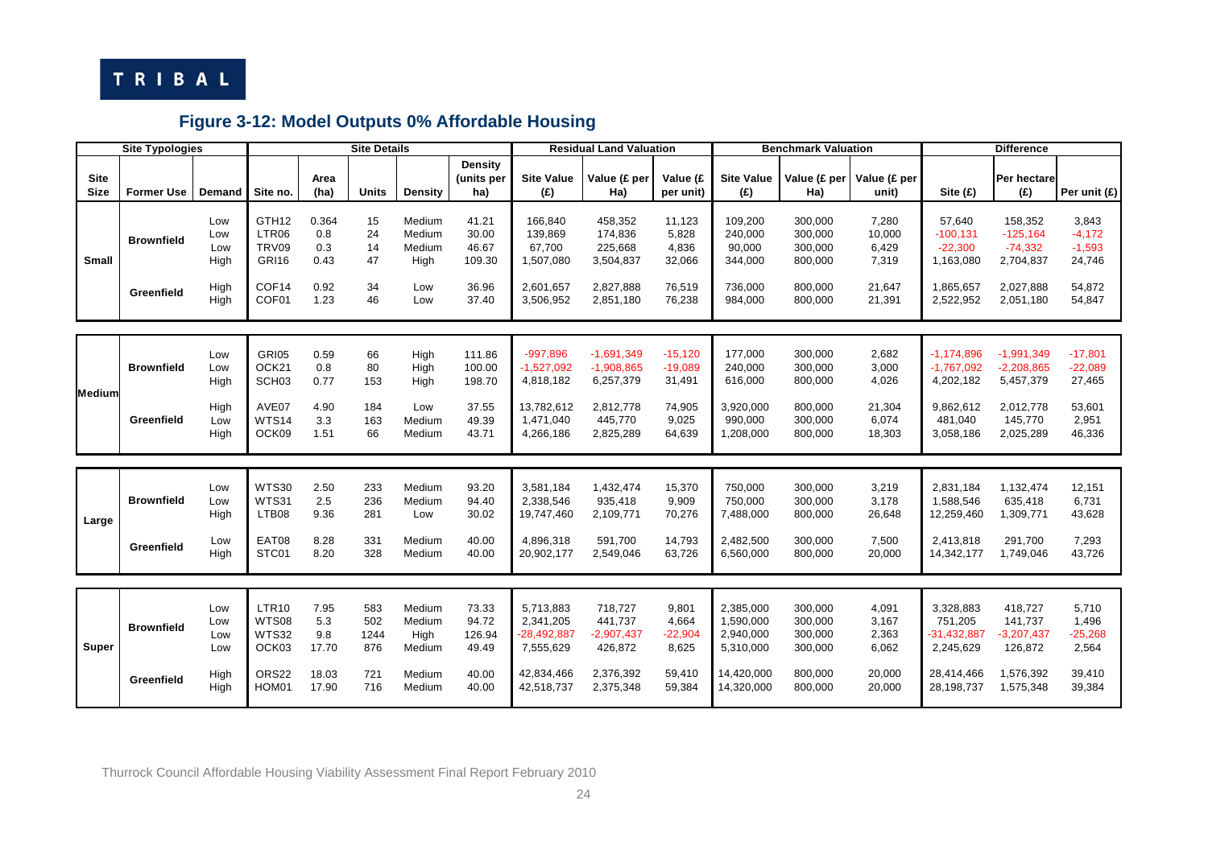## Figure 3-12: Model Outputs 0% Affordable Housing

| Site Typologies | | | Site Details | | | | | Residual Land Valuation | | | Benchmark Valuation | | | Difference | | |
|---|---|---|---|---|---|---|---|---|---|---|---|---|---|---|---|---|
| Site Size | Former Use | Demand | Site no. | Area (ha) | Units | Density | Density (units per ha) | Site Value (£) | Value (£ per Ha) | Value (£ per unit) | Site Value (£) | Value (£ per Ha) | Value (£ per unit) | Site (£) | Per hectare (£) | Per unit (£) |
| Small | Brownfield | Low | GTH12 | 0.364 | 15 | Medium | 41.21 | 166,840 | 458,352 | 11,123 | 109,200 | 300,000 | 7,280 | 57,640 | 158,352 | 3,843 |
| | | Low | LTR06 | 0.8 | 24 | Medium | 30.00 | 139,869 | 174,836 | 5,828 | 240,000 | 300,000 | 10,000 | -100,131 | -125,164 | -4,172 |
| | | Low | TRV09 | 0.3 | 14 | Medium | 46.67 | 67,700 | 225,668 | 4,836 | 90,000 | 300,000 | 6,429 | -22,300 | -74,332 | -1,593 |
| | | High | GRI16 | 0.43 | 47 | High | 109.30 | 1,507,080 | 3,504,837 | 32,066 | 344,000 | 800,000 | 7,319 | 1,163,080 | 2,704,837 | 24,746 |
| | Greenfield | High | COF14 | 0.92 | 34 | Low | 36.96 | 2,601,657 | 2,827,888 | 76,519 | 736,000 | 800,000 | 21,647 | 1,865,657 | 2,027,888 | 54,872 |
| | | High | COF01 | 1.23 | 46 | Low | 37.40 | 3,506,952 | 2,851,180 | 76,238 | 984,000 | 800,000 | 21,391 | 2,522,952 | 2,051,180 | 54,847 |
| Medium | Brownfield | Low | GRI05 | 0.59 | 66 | High | 111.86 | -997,896 | -1,691,349 | -15,120 | 177,000 | 300,000 | 2,682 | -1,174,896 | -1,991,349 | -17,801 |
| | | Low | OCK21 | 0.8 | 80 | High | 100.00 | -1,527,092 | -1,908,865 | -19,089 | 240,000 | 300,000 | 3,000 | -1,767,092 | -2,208,865 | -22,089 |
| | | High | SCH03 | 0.77 | 153 | High | 198.70 | 4,818,182 | 6,257,379 | 31,491 | 616,000 | 800,000 | 4,026 | 4,202,182 | 5,457,379 | 27,465 |
| | Greenfield | High | AVE07 | 4.90 | 184 | Low | 37.55 | 13,782,612 | 2,812,778 | 74,905 | 3,920,000 | 800,000 | 21,304 | 9,862,612 | 2,012,778 | 53,601 |
| | | Low | WTS14 | 3.3 | 163 | Medium | 49.39 | 1,471,040 | 445,770 | 9,025 | 990,000 | 300,000 | 6,074 | 481,040 | 145,770 | 2,951 |
| | | High | OCK09 | 1.51 | 66 | Medium | 43.71 | 4,266,186 | 2,825,289 | 64,639 | 1,208,000 | 800,000 | 18,303 | 3,058,186 | 2,025,289 | 46,336 |
| Large | Brownfield | Low | WTS30 | 2.50 | 233 | Medium | 93.20 | 3,581,184 | 1,432,474 | 15,370 | 750,000 | 300,000 | 3,219 | 2,831,184 | 1,132,474 | 12,151 |
| | | Low | WTS31 | 2.5 | 236 | Medium | 94.40 | 2,338,546 | 935,418 | 9,909 | 750,000 | 300,000 | 3,178 | 1,588,546 | 635,418 | 6,731 |
| | | High | LTB08 | 9.36 | 281 | Low | 30.02 | 19,747,460 | 2,109,771 | 70,276 | 7,488,000 | 800,000 | 26,648 | 12,259,460 | 1,309,771 | 43,628 |
| | Greenfield | Low | EAT08 | 8.28 | 331 | Medium | 40.00 | 4,896,318 | 591,700 | 14,793 | 2,482,500 | 300,000 | 7,500 | 2,413,818 | 291,700 | 7,293 |
| | | High | STC01 | 8.20 | 328 | Medium | 40.00 | 20,902,177 | 2,549,046 | 63,726 | 6,560,000 | 800,000 | 20,000 | 14,342,177 | 1,749,046 | 43,726 |
| Super | Brownfield | Low | LTR10 | 7.95 | 583 | Medium | 73.33 | 5,713,883 | 718,727 | 9,801 | 2,385,000 | 300,000 | 4,091 | 3,328,883 | 418,727 | 5,710 |
| | | Low | WTS08 | 5.3 | 502 | Medium | 94.72 | 2,341,205 | 441,737 | 4,664 | 1,590,000 | 300,000 | 3,167 | 751,205 | 141,737 | 1,496 |
| | | Low | WTS32 | 9.8 | 1244 | High | 126.94 | -28,492,887 | -2,907,437 | -22,904 | 2,940,000 | 300,000 | 2,363 | -31,432,887 | -3,207,437 | -25,268 |
| | | Low | OCK03 | 17.70 | 876 | Medium | 49.49 | 7,555,629 | 426,872 | 8,625 | 5,310,000 | 300,000 | 6,062 | 2,245,629 | 126,872 | 2,564 |
| | Greenfield | High | ORS22 | 18.03 | 721 | Medium | 40.00 | 42,834,466 | 2,376,392 | 59,410 | 14,420,000 | 800,000 | 20,000 | 28,414,466 | 1,576,392 | 39,410 |
| | | High | HOM01 | 17.90 | 716 | Medium | 40.00 | 42,518,737 | 2,375,348 | 59,384 | 14,320,000 | 800,000 | 20,000 | 28,198,737 | 1,575,348 | 39,384 |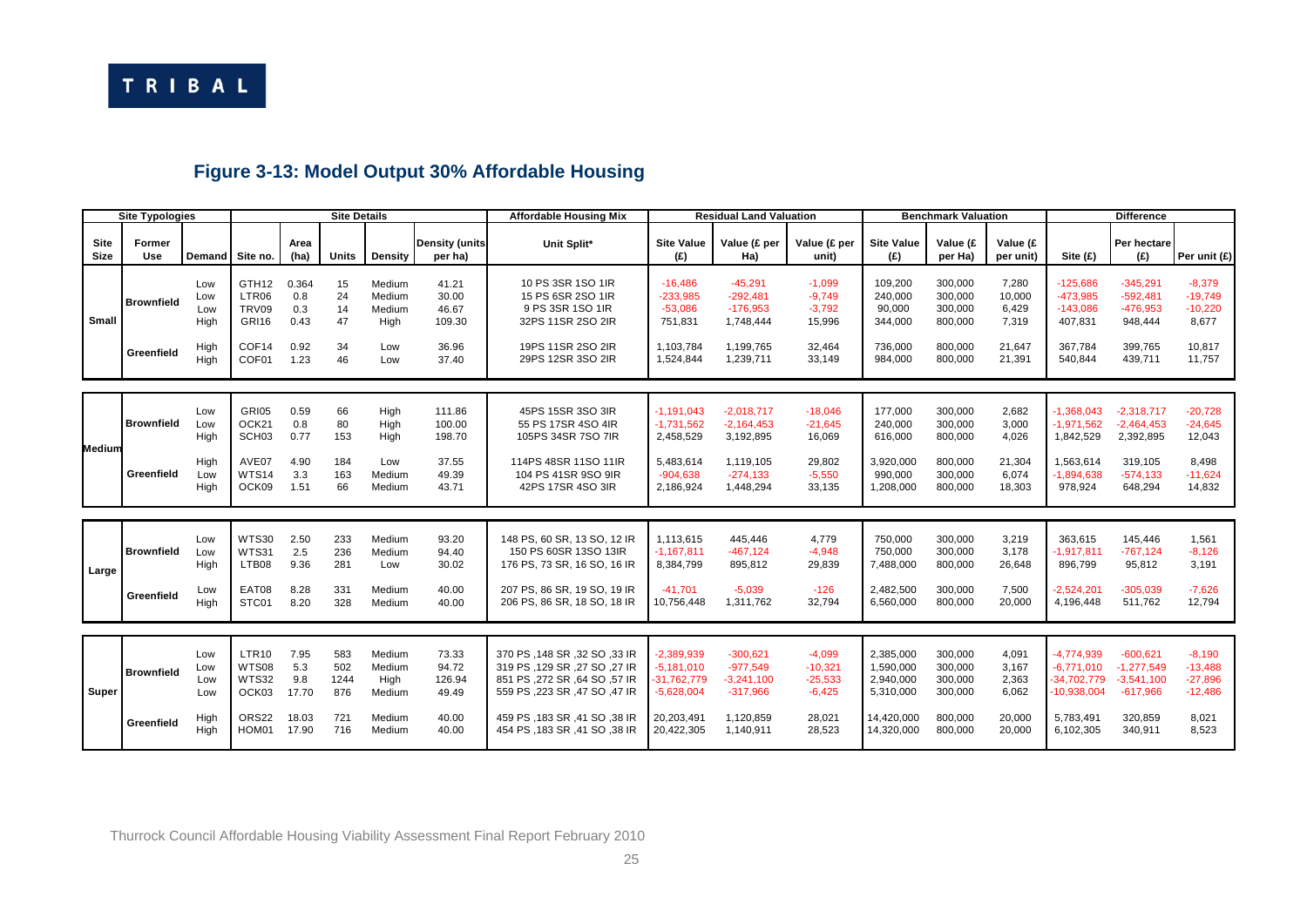## Figure 3-13: Model Output 30% Affordable Housing

| Site Typologies | | | Site Details | | | | | Affordable Housing Mix | Residual Land Valuation | | | Benchmark Valuation | | | Difference | | |
|---|---|---|---|---|---|---|---|---|---|---|---|---|---|---|---|---|---|
| Site Size | Former Use | Demand | Site no. | Area (ha) | Units | Density | Density (units per ha) | Unit Split* | Site Value (£) | Value (£ per Ha) | Value (£ per unit) | Site Value (£) | Value (£ per Ha) | Value (£ per unit) | Site (£) | Per hectare (£) | Per unit (£) |
| Small | Brownfield | Low | GTH12 | 0.364 | 15 | Medium | 41.21 | 10 PS 3SR 1SO 1IR | -16,486 | -45,291 | -1,099 | 109,200 | 300,000 | 7,280 | -125,686 | -345,291 | -8,379 |
| | | Low | LTR06 | 0.8 | 24 | Medium | 30.00 | 15 PS 6SR 2SO 1IR | -233,985 | -292,481 | -9,749 | 240,000 | 300,000 | 10,000 | -473,985 | -592,481 | -19,749 |
| | | Low | TRV09 | 0.3 | 14 | Medium | 46.67 | 9 PS 3SR 1SO 1IR | -53,086 | -176,953 | -3,792 | 90,000 | 300,000 | 6,429 | -143,086 | -476,953 | -10,220 |
| | | High | GRI16 | 0.43 | 47 | High | 109.30 | 32PS 11SR 2SO 2IR | 751,831 | 1,748,444 | 15,996 | 344,000 | 800,000 | 7,319 | 407,831 | 948,444 | 8,677 |
| | Greenfield | High | COF14 | 0.92 | 34 | Low | 36.96 | 19PS 11SR 2SO 2IR | 1,103,784 | 1,199,765 | 32,464 | 736,000 | 800,000 | 21,647 | 367,784 | 399,765 | 10,817 |
| | | High | COF01 | 1.23 | 46 | Low | 37.40 | 29PS 12SR 3SO 2IR | 1,524,844 | 1,239,711 | 33,149 | 984,000 | 800,000 | 21,391 | 540,844 | 439,711 | 11,757 |
| Medium | Brownfield | Low | GRI05 | 0.59 | 66 | High | 111.86 | 45PS 15SR 3SO 3IR | -1,191,043 | -2,018,717 | -18,046 | 177,000 | 300,000 | 2,682 | -1,368,043 | -2,318,717 | -20,728 |
| | | Low | OCK21 | 0.8 | 80 | High | 100.00 | 55 PS 17SR 4SO 4IR | -1,731,562 | -2,164,453 | -21,645 | 240,000 | 300,000 | 3,000 | -1,971,562 | -2,464,453 | -24,645 |
| | | High | SCH03 | 0.77 | 153 | High | 198.70 | 105PS 34SR 7SO 7IR | 2,458,529 | 3,192,895 | 16,069 | 616,000 | 800,000 | 4,026 | 1,842,529 | 2,392,895 | 12,043 |
| | Greenfield | High | AVE07 | 4.90 | 184 | Low | 37.55 | 114PS 48SR 11SO 11IR | 5,483,614 | 1,119,105 | 29,802 | 3,920,000 | 800,000 | 21,304 | 1,563,614 | 319,105 | 8,498 |
| | | Low | WTS14 | 3.3 | 163 | Medium | 49.39 | 104 PS 41SR 9SO 9IR | -904,638 | -274,133 | -5,550 | 990,000 | 300,000 | 6,074 | -1,894,638 | -574,133 | -11,624 |
| | | High | OCK09 | 1.51 | 66 | Medium | 43.71 | 42PS 17SR 4SO 3IR | 2,186,924 | 1,448,294 | 33,135 | 1,208,000 | 800,000 | 18,303 | 978,924 | 648,294 | 14,832 |
| Large | Brownfield | Low | WTS30 | 2.50 | 233 | Medium | 93.20 | 148 PS, 60 SR, 13 SO, 12 IR | 1,113,615 | 445,446 | 4,779 | 750,000 | 300,000 | 3,219 | 363,615 | 145,446 | 1,561 |
| | | Low | WTS31 | 2.5 | 236 | Medium | 94.40 | 150 PS 60SR 13SO 13IR | -1,167,811 | -467,124 | -4,948 | 750,000 | 300,000 | 3,178 | -1,917,811 | -767,124 | -8,126 |
| | | High | LTB08 | 9.36 | 281 | Low | 30.02 | 176 PS, 73 SR, 16 SO, 16 IR | 8,384,799 | 895,812 | 29,839 | 7,488,000 | 800,000 | 26,648 | 896,799 | 95,812 | 3,191 |
| | Greenfield | Low | EAT08 | 8.28 | 331 | Medium | 40.00 | 207 PS, 86 SR, 19 SO, 19 IR | -41,701 | -5,039 | -126 | 2,482,500 | 300,000 | 7,500 | -2,524,201 | -305,039 | -7,626 |
| | | High | STC01 | 8.20 | 328 | Medium | 40.00 | 206 PS, 86 SR, 18 SO, 18 IR | 10,756,448 | 1,311,762 | 32,794 | 6,560,000 | 800,000 | 20,000 | 4,196,448 | 511,762 | 12,794 |
| Super | Brownfield | Low | LTR10 | 7.95 | 583 | Medium | 73.33 | 370 PS ,148 SR ,32 SO ,33 IR | -2,389,939 | -300,621 | -4,099 | 2,385,000 | 300,000 | 4,091 | -4,774,939 | -600,621 | -8,190 |
| | | Low | WTS08 | 5.3 | 502 | Medium | 94.72 | 319 PS ,129 SR ,27 SO ,27 IR | -5,181,010 | -977,549 | -10,321 | 1,590,000 | 300,000 | 3,167 | -6,771,010 | -1,277,549 | -13,488 |
| | | Low | WTS32 | 9.8 | 1244 | High | 126.94 | 851 PS ,272 SR ,64 SO ,57 IR | -31,762,779 | -3,241,100 | -25,533 | 2,940,000 | 300,000 | 2,363 | -34,702,779 | -3,541,100 | -27,896 |
| | | Low | OCK03 | 17.70 | 876 | Medium | 49.49 | 559 PS ,223 SR ,47 SO ,47 IR | -5,628,004 | -317,966 | -6,425 | 5,310,000 | 300,000 | 6,062 | -10,938,004 | -617,966 | -12,486 |
| | Greenfield | High | ORS22 | 18.03 | 721 | Medium | 40.00 | 459 PS ,183 SR ,41 SO ,38 IR | 20,203,491 | 1,120,859 | 28,021 | 14,420,000 | 800,000 | 20,000 | 5,783,491 | 320,859 | 8,021 |
| | | High | HOM01 | 17.90 | 716 | Medium | 40.00 | 454 PS ,183 SR ,41 SO ,38 IR | 20,422,305 | 1,140,911 | 28,523 | 14,320,000 | 800,000 | 20,000 | 6,102,305 | 340,911 | 8,523 |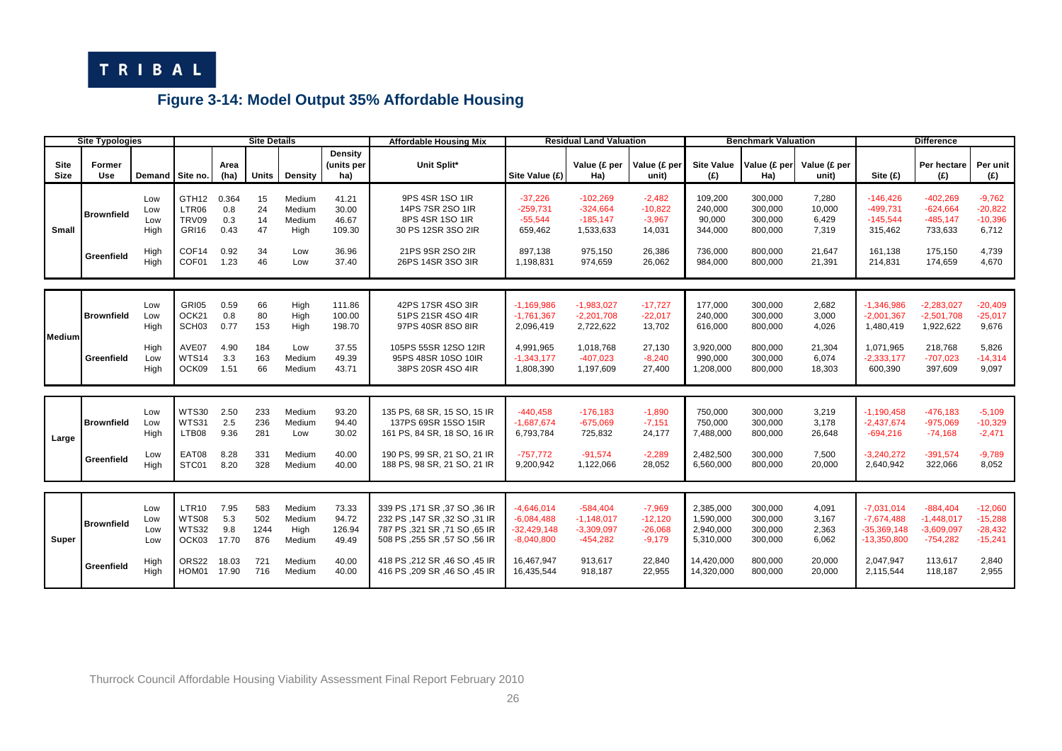TRIBAL

## Figure 3-14: Model Output 35% Affordable Housing

| Site Typologies | | | Site Details | | | | | Affordable Housing Mix | Residual Land Valuation | | | Benchmark Valuation | | | Difference | | |
|---|---|---|---|---|---|---|---|---|---|---|---|---|---|---|---|---|---|
| Site Size | Former Use | Demand | Site no. | Area (ha) | Units | Density | Density (units per ha) | Unit Split* | Site Value (£) | Value (£ per Ha) | Value (£ per unit) | Site Value (£) | Value (£ per Ha) | Value (£ per unit) | Site (£) | Per hectare (£) | Per unit (£) |
| Small | Brownfield | Low | GTH12 | 0.364 | 15 | Medium | 41.21 | 9PS 4SR 1SO 1IR | -37,226 | -102,269 | -2,482 | 109,200 | 300,000 | 7,280 | -146,426 | -402,269 | -9,762 |
| | | Low | LTR06 | 0.8 | 24 | Medium | 30.00 | 14PS 7SR 2SO 1IR | -259,731 | -324,664 | -10,822 | 240,000 | 300,000 | 10,000 | -499,731 | -624,664 | -20,822 |
| | | Low | TRV09 | 0.3 | 14 | Medium | 46.67 | 8PS 4SR 1SO 1IR | -55,544 | -185,147 | -3,967 | 90,000 | 300,000 | 6,429 | -145,544 | -485,147 | -10,396 |
| | | High | GRI16 | 0.43 | 47 | High | 109.30 | 30 PS 12SR 3SO 2IR | 659,462 | 1,533,633 | 14,031 | 344,000 | 800,000 | 7,319 | 315,462 | 733,633 | 6,712 |
| | Greenfield | High | COF14 | 0.92 | 34 | Low | 36.96 | 21PS 9SR 2SO 2IR | 897,138 | 975,150 | 26,386 | 736,000 | 800,000 | 21,647 | 161,138 | 175,150 | 4,739 |
| | | High | COF01 | 1.23 | 46 | Low | 37.40 | 26PS 14SR 3SO 3IR | 1,198,831 | 974,659 | 26,062 | 984,000 | 800,000 | 21,391 | 214,831 | 174,659 | 4,670 |
| Medium | Brownfield | Low | GRI05 | 0.59 | 66 | High | 111.86 | 42PS 17SR 4SO 3IR | -1,169,986 | -1,983,027 | -17,727 | 177,000 | 300,000 | 2,682 | -1,346,986 | -2,283,027 | -20,409 |
| | | Low | OCK21 | 0.8 | 80 | High | 100.00 | 51PS 21SR 4SO 4IR | -1,761,367 | -2,201,708 | -22,017 | 240,000 | 300,000 | 3,000 | -2,001,367 | -2,501,708 | -25,017 |
| | | High | SCH03 | 0.77 | 153 | High | 198.70 | 97PS 40SR 8SO 8IR | 2,096,419 | 2,722,622 | 13,702 | 616,000 | 800,000 | 4,026 | 1,480,419 | 1,922,622 | 9,676 |
| | Greenfield | High | AVE07 | 4.90 | 184 | Low | 37.55 | 105PS 55SR 12SO 12IR | 4,991,965 | 1,018,768 | 27,130 | 3,920,000 | 800,000 | 21,304 | 1,071,965 | 218,768 | 5,826 |
| | | Low | WTS14 | 3.3 | 163 | Medium | 49.39 | 95PS 48SR 10SO 10IR | -1,343,177 | -407,023 | -8,240 | 990,000 | 300,000 | 6,074 | -2,333,177 | -707,023 | -14,314 |
| | | High | OCK09 | 1.51 | 66 | Medium | 43.71 | 38PS 20SR 4SO 4IR | 1,808,390 | 1,197,609 | 27,400 | 1,208,000 | 800,000 | 18,303 | 600,390 | 397,609 | 9,097 |
| Large | Brownfield | Low | WTS30 | 2.50 | 233 | Medium | 93.20 | 135 PS, 68 SR, 15 SO, 15 IR | -440,458 | -176,183 | -1,890 | 750,000 | 300,000 | 3,219 | -1,190,458 | -476,183 | -5,109 |
| | | Low | WTS31 | 2.5 | 236 | Medium | 94.40 | 137PS 69SR 15SO 15IR | -1,687,674 | -675,069 | -7,151 | 750,000 | 300,000 | 3,178 | -2,437,674 | -975,069 | -10,329 |
| | | High | LTB08 | 9.36 | 281 | Low | 30.02 | 161 PS, 84 SR, 18 SO, 16 IR | 6,793,784 | 725,832 | 24,177 | 7,488,000 | 800,000 | 26,648 | -694,216 | -74,168 | -2,471 |
| | Greenfield | Low | EAT08 | 8.28 | 331 | Medium | 40.00 | 190 PS, 99 SR, 21 SO, 21 IR | -757,772 | -91,574 | -2,289 | 2,482,500 | 300,000 | 7,500 | -3,240,272 | -391,574 | -9,789 |
| | | High | STC01 | 8.20 | 328 | Medium | 40.00 | 188 PS, 98 SR, 21 SO, 21 IR | 9,200,942 | 1,122,066 | 28,052 | 6,560,000 | 800,000 | 20,000 | 2,640,942 | 322,066 | 8,052 |
| Super | Brownfield | Low | LTR10 | 7.95 | 583 | Medium | 73.33 | 339 PS ,171 SR ,37 SO ,36 IR | -4,646,014 | -584,404 | -7,969 | 2,385,000 | 300,000 | 4,091 | -7,031,014 | -884,404 | -12,060 |
| | | Low | WTS08 | 5.3 | 502 | Medium | 94.72 | 232 PS ,147 SR ,32 SO ,31 IR | -6,084,488 | -1,148,017 | -12,120 | 1,590,000 | 300,000 | 3,167 | -7,674,488 | -1,448,017 | -15,288 |
| | | Low | WTS32 | 9.8 | 1244 | High | 126.94 | 787 PS ,321 SR ,71 SO ,65 IR | -32,429,148 | -3,309,097 | -26,068 | 2,940,000 | 300,000 | 2,363 | -35,369,148 | -3,609,097 | -28,432 |
| | | Low | OCK03 | 17.70 | 876 | Medium | 49.49 | 508 PS ,255 SR ,57 SO ,56 IR | -8,040,800 | -454,282 | -9,179 | 5,310,000 | 300,000 | 6,062 | -13,350,800 | -754,282 | -15,241 |
| | Greenfield | High | ORS22 | 18.03 | 721 | Medium | 40.00 | 418 PS ,212 SR ,46 SO ,45 IR | 16,467,947 | 913,617 | 22,840 | 14,420,000 | 800,000 | 20,000 | 2,047,947 | 113,617 | 2,840 |
| | | High | HOM01 | 17.90 | 716 | Medium | 40.00 | 416 PS ,209 SR ,46 SO ,45 IR | 16,435,544 | 918,187 | 22,955 | 14,320,000 | 800,000 | 20,000 | 2,115,544 | 118,187 | 2,955 |

Thurrock Council Affordable Housing Viability Assessment Final Report February 2010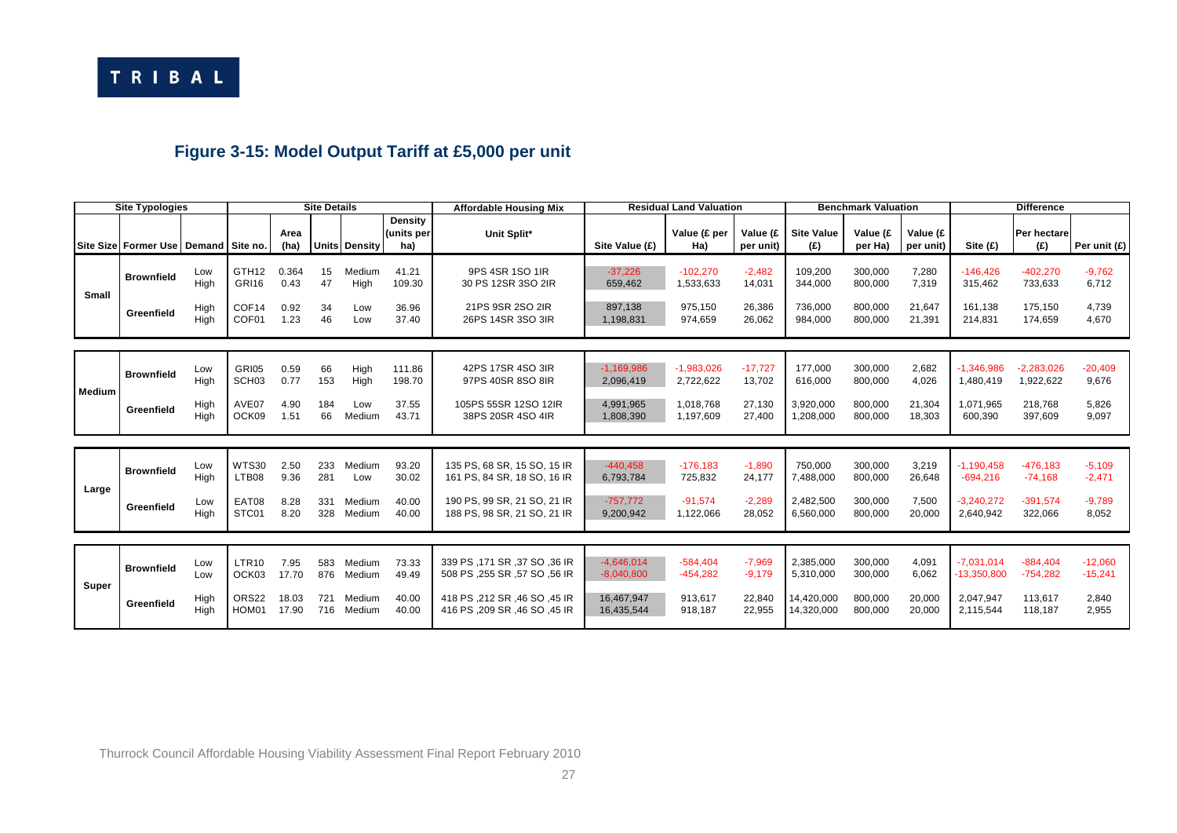## Figure 3-15: Model Output Tariff at £5,000 per unit

| Site Typologies | | | Site Details | | | | | Affordable Housing Mix | Residual Land Valuation | | | Benchmark Valuation | | | Difference | | |
|---|---|---|---|---|---|---|---|---|---|---|---|---|---|---|---|---|---|
| Site Size | Former Use | Demand | Site no. | Area (ha) | Units | Density | Density (units per ha) | Unit Split* | Site Value (£) | Value (£ per Ha) | Value (£ per unit) | Site Value (£) | Value (£ per Ha) | Value (£ per unit) | Site (£) | Per hectare (£) | Per unit (£) |
| Small | Brownfield | Low | GTH12 | 0.364 | 15 | Medium | 41.21 | 9PS 4SR 1SO 1IR | -37,226 | -102,270 | -2,482 | 109,200 | 300,000 | 7,280 | -146,426 | -402,270 | -9,762 |
| | | High | GRI16 | 0.43 | 47 | High | 109.30 | 30 PS 12SR 3SO 2IR | 659,462 | 1,533,633 | 14,031 | 344,000 | 800,000 | 7,319 | 315,462 | 733,633 | 6,712 |
| | Greenfield | High | COF14 | 0.92 | 34 | Low | 36.96 | 21PS 9SR 2SO 2IR | 897,138 | 975,150 | 26,386 | 736,000 | 800,000 | 21,647 | 161,138 | 175,150 | 4,739 |
| | | High | COF01 | 1.23 | 46 | Low | 37.40 | 26PS 14SR 3SO 3IR | 1,198,831 | 974,659 | 26,062 | 984,000 | 800,000 | 21,391 | 214,831 | 174,659 | 4,670 |
| Medium | Brownfield | Low | GRI05 | 0.59 | 66 | High | 111.86 | 42PS 17SR 4SO 3IR | -1,169,986 | -1,983,026 | -17,727 | 177,000 | 300,000 | 2,682 | -1,346,986 | -2,283,026 | -20,409 |
| | | High | SCH03 | 0.77 | 153 | High | 198.70 | 97PS 40SR 8SO 8IR | 2,096,419 | 2,722,622 | 13,702 | 616,000 | 800,000 | 4,026 | 1,480,419 | 1,922,622 | 9,676 |
| | Greenfield | High | AVE07 | 4.90 | 184 | Low | 37.55 | 105PS 55SR 12SO 12IR | 4,991,965 | 1,018,768 | 27,130 | 3,920,000 | 800,000 | 21,304 | 1,071,965 | 218,768 | 5,826 |
| | | High | OCK09 | 1.51 | 66 | Medium | 43.71 | 38PS 20SR 4SO 4IR | 1,808,390 | 1,197,609 | 27,400 | 1,208,000 | 800,000 | 18,303 | 600,390 | 397,609 | 9,097 |
| Large | Brownfield | Low | WTS30 | 2.50 | 233 | Medium | 93.20 | 135 PS, 68 SR, 15 SO, 15 IR | -440,458 | -176,183 | -1,890 | 750,000 | 300,000 | 3,219 | -1,190,458 | -476,183 | -5,109 |
| | | High | LTB08 | 9.36 | 281 | Low | 30.02 | 161 PS, 84 SR, 18 SO, 16 IR | 6,793,784 | 725,832 | 24,177 | 7,488,000 | 800,000 | 26,648 | -694,216 | -74,168 | -2,471 |
| | Greenfield | Low | EAT08 | 8.28 | 331 | Medium | 40.00 | 190 PS, 99 SR, 21 SO, 21 IR | -757,772 | -91,574 | -2,289 | 2,482,500 | 300,000 | 7,500 | -3,240,272 | -391,574 | -9,789 |
| | | High | STC01 | 8.20 | 328 | Medium | 40.00 | 188 PS, 98 SR, 21 SO, 21 IR | 9,200,942 | 1,122,066 | 28,052 | 6,560,000 | 800,000 | 20,000 | 2,640,942 | 322,066 | 8,052 |
| Super | Brownfield | Low | LTR10 | 7.95 | 583 | Medium | 73.33 | 339 PS ,171 SR ,37 SO ,36 IR | -4,646,014 | -584,404 | -7,969 | 2,385,000 | 300,000 | 4,091 | -7,031,014 | -884,404 | -12,060 |
| | | Low | OCK03 | 17.70 | 876 | Medium | 49.49 | 508 PS ,255 SR ,57 SO ,56 IR | -8,040,800 | -454,282 | -9,179 | 5,310,000 | 300,000 | 6,062 | -13,350,800 | -754,282 | -15,241 |
| | Greenfield | High | ORS22 | 18.03 | 721 | Medium | 40.00 | 418 PS ,212 SR ,46 SO ,45 IR | 16,467,947 | 913,617 | 22,840 | 14,420,000 | 800,000 | 20,000 | 2,047,947 | 113,617 | 2,840 |
| | | High | HOM01 | 17.90 | 716 | Medium | 40.00 | 416 PS ,209 SR ,46 SO ,45 IR | 16,435,544 | 918,187 | 22,955 | 14,320,000 | 800,000 | 20,000 | 2,115,544 | 118,187 | 2,955 |

Thurrock Council Affordable Housing Viability Assessment Final Report February 2010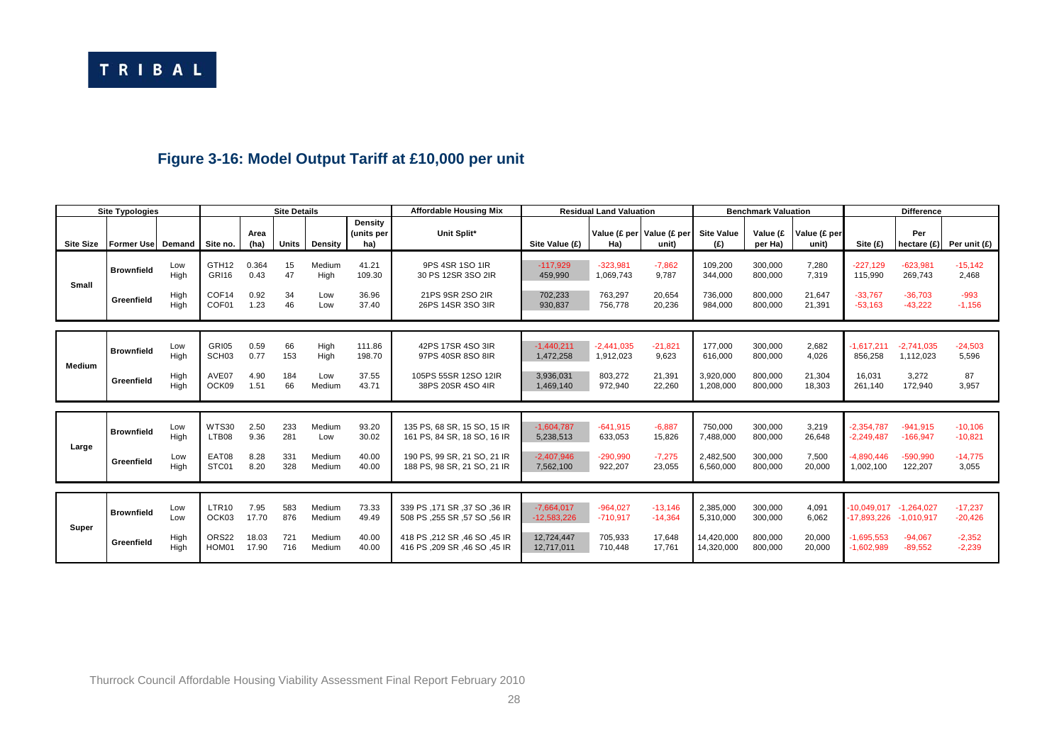## Figure 3-16: Model Output Tariff at £10,000 per unit

| Site Typologies | | | Site Details | | | | | Affordable Housing Mix | Residual Land Valuation | | | Benchmark Valuation | | | Difference | | |
|---|---|---|---|---|---|---|---|---|---|---|---|---|---|---|---|---|---|
| Site Size | Former Use | Demand | Site no. | Area (ha) | Units | Density | Density (units per ha) | Unit Split* | Site Value (£) | Value (£ per Ha) | Value (£ per unit) | Site Value (£) | Value (£ per Ha) | Value (£ per unit) | Site (£) | Per hectare (£) | Per unit (£) |
| Small | Brownfield | Low | GTH12 | 0.364 | 15 | Medium | 41.21 | 9PS 4SR 1SO 1IR | -117,929 | -323,981 | -7,862 | 109,200 | 300,000 | 7,280 | -227,129 | -623,981 | -15,142 |
| | | High | GRI16 | 0.43 | 47 | High | 109.30 | 30 PS 12SR 3SO 2IR | 459,990 | 1,069,743 | 9,787 | 344,000 | 800,000 | 7,319 | 115,990 | 269,743 | 2,468 |
| | Greenfield | High | COF14 | 0.92 | 34 | Low | 36.96 | 21PS 9SR 2SO 2IR | 702,233 | 763,297 | 20,654 | 736,000 | 800,000 | 21,647 | -33,767 | -36,703 | -993 |
| | | High | COF01 | 1.23 | 46 | Low | 37.40 | 26PS 14SR 3SO 3IR | 930,837 | 756,778 | 20,236 | 984,000 | 800,000 | 21,391 | -53,163 | -43,222 | -1,156 |
| Medium | Brownfield | Low | GRI05 | 0.59 | 66 | High | 111.86 | 42PS 17SR 4SO 3IR | -1,440,211 | -2,441,035 | -21,821 | 177,000 | 300,000 | 2,682 | -1,617,211 | -2,741,035 | -24,503 |
| | | High | SCH03 | 0.77 | 153 | High | 198.70 | 97PS 40SR 8SO 8IR | 1,472,258 | 1,912,023 | 9,623 | 616,000 | 800,000 | 4,026 | 856,258 | 1,112,023 | 5,596 |
| | Greenfield | High | AVE07 | 4.90 | 184 | Low | 37.55 | 105PS 55SR 12SO 12IR | 3,936,031 | 803,272 | 21,391 | 3,920,000 | 800,000 | 21,304 | 16,031 | 3,272 | 87 |
| | | High | OCK09 | 1.51 | 66 | Medium | 43.71 | 38PS 20SR 4SO 4IR | 1,469,140 | 972,940 | 22,260 | 1,208,000 | 800,000 | 18,303 | 261,140 | 172,940 | 3,957 |
| Large | Brownfield | Low | WTS30 | 2.50 | 233 | Medium | 93.20 | 135 PS, 68 SR, 15 SO, 15 IR | -1,604,787 | -641,915 | -6,887 | 750,000 | 300,000 | 3,219 | -2,354,787 | -941,915 | -10,106 |
| | | High | LTB08 | 9.36 | 281 | Low | 30.02 | 161 PS, 84 SR, 18 SO, 16 IR | 5,238,513 | 633,053 | 15,826 | 7,488,000 | 800,000 | 26,648 | -2,249,487 | -166,947 | -10,821 |
| | Greenfield | Low | EAT08 | 8.28 | 331 | Medium | 40.00 | 190 PS, 99 SR, 21 SO, 21 IR | -2,407,946 | -290,990 | -7,275 | 2,482,500 | 300,000 | 7,500 | -4,890,446 | -590,990 | -14,775 |
| | | High | STC01 | 8.20 | 328 | Medium | 40.00 | 188 PS, 98 SR, 21 SO, 21 IR | 7,562,100 | 922,207 | 23,055 | 6,560,000 | 800,000 | 20,000 | 1,002,100 | 122,207 | 3,055 |
| Super | Brownfield | Low | LTR10 | 7.95 | 583 | Medium | 73.33 | 339 PS ,171 SR ,37 SO ,36 IR | -7,664,017 | -964,027 | -13,146 | 2,385,000 | 300,000 | 4,091 | -10,049,017 | -1,264,027 | -17,237 |
| | | Low | OCK03 | 17.70 | 876 | Medium | 49.49 | 508 PS ,255 SR ,57 SO ,56 IR | -12,583,226 | -710,917 | -14,364 | 5,310,000 | 300,000 | 6,062 | -17,893,226 | -1,010,917 | -20,426 |
| | Greenfield | High | ORS22 | 18.03 | 721 | Medium | 40.00 | 418 PS ,212 SR ,46 SO ,45 IR | 12,724,447 | 705,933 | 17,648 | 14,420,000 | 800,000 | 20,000 | -1,695,553 | -94,067 | -2,352 |
| | | High | HOM01 | 17.90 | 716 | Medium | 40.00 | 416 PS ,209 SR ,46 SO ,45 IR | 12,717,011 | 710,448 | 17,761 | 14,320,000 | 800,000 | 20,000 | -1,602,989 | -89,552 | -2,239 |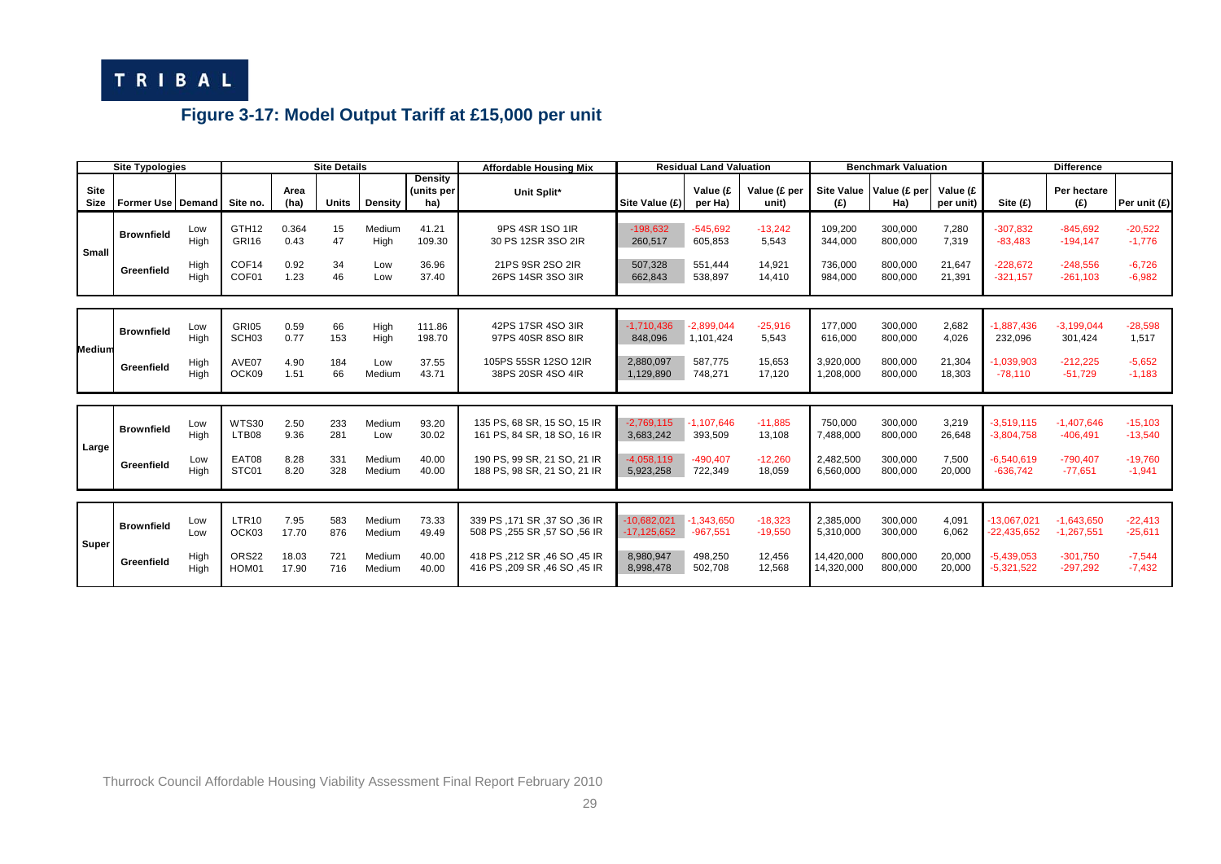## Figure 3-17: Model Output Tariff at £15,000 per unit

| Site Typologies | | | Site Details | | | | | Affordable Housing Mix | Residual Land Valuation | | | Benchmark Valuation | | | Difference | | |
|---|---|---|---|---|---|---|---|---|---|---|---|---|---|---|---|---|---|
| Site Size | Former Use | Demand | Site no. | Area (ha) | Units | Density | Density (units per ha) | Unit Split* | Site Value (£) | Value (£ per Ha) | Value (£ per unit) | Site Value (£) | Value (£ per Ha) | Value (£ per unit) | Site (£) | Per hectare (£) | Per unit (£) |
| Small | Brownfield | Low | GTH12 | 0.364 | 15 | Medium | 41.21 | 9PS 4SR 1SO 1IR | -198,632 | -545,692 | -13,242 | 109,200 | 300,000 | 7,280 | -307,832 | -845,692 | -20,522 |
| | | High | GRI16 | 0.43 | 47 | High | 109.30 | 30 PS 12SR 3SO 2IR | 260,517 | 605,853 | 5,543 | 344,000 | 800,000 | 7,319 | -83,483 | -194,147 | -1,776 |
| | Greenfield | High | COF14 | 0.92 | 34 | Low | 36.96 | 21PS 9SR 2SO 2IR | 507,328 | 551,444 | 14,921 | 736,000 | 800,000 | 21,647 | -228,672 | -248,556 | -6,726 |
| | | High | COF01 | 1.23 | 46 | Low | 37.40 | 26PS 14SR 3SO 3IR | 662,843 | 538,897 | 14,410 | 984,000 | 800,000 | 21,391 | -321,157 | -261,103 | -6,982 |
| Medium | Brownfield | Low | GRI05 | 0.59 | 66 | High | 111.86 | 42PS 17SR 4SO 3IR | -1,710,436 | -2,899,044 | -25,916 | 177,000 | 300,000 | 2,682 | -1,887,436 | -3,199,044 | -28,598 |
| | | High | SCH03 | 0.77 | 153 | High | 198.70 | 97PS 40SR 8SO 8IR | 848,096 | 1,101,424 | 5,543 | 616,000 | 800,000 | 4,026 | 232,096 | 301,424 | 1,517 |
| | Greenfield | High | AVE07 | 4.90 | 184 | Low | 37.55 | 105PS 55SR 12SO 12IR | 2,880,097 | 587,775 | 15,653 | 3,920,000 | 800,000 | 21,304 | -1,039,903 | -212,225 | -5,652 |
| | | High | OCK09 | 1.51 | 66 | Medium | 43.71 | 38PS 20SR 4SO 4IR | 1,129,890 | 748,271 | 17,120 | 1,208,000 | 800,000 | 18,303 | -78,110 | -51,729 | -1,183 |
| Large | Brownfield | Low | WTS30 | 2.50 | 233 | Medium | 93.20 | 135 PS, 68 SR, 15 SO, 15 IR | -2,769,115 | -1,107,646 | -11,885 | 750,000 | 300,000 | 3,219 | -3,519,115 | -1,407,646 | -15,103 |
| | | High | LTB08 | 9.36 | 281 | Low | 30.02 | 161 PS, 84 SR, 18 SO, 16 IR | 3,683,242 | 393,509 | 13,108 | 7,488,000 | 800,000 | 26,648 | -3,804,758 | -406,491 | -13,540 |
| | Greenfield | Low | EAT08 | 8.28 | 331 | Medium | 40.00 | 190 PS, 99 SR, 21 SO, 21 IR | -4,058,119 | -490,407 | -12,260 | 2,482,500 | 300,000 | 7,500 | -6,540,619 | -790,407 | -19,760 |
| | | High | STC01 | 8.20 | 328 | Medium | 40.00 | 188 PS, 98 SR, 21 SO, 21 IR | 5,923,258 | 722,349 | 18,059 | 6,560,000 | 800,000 | 20,000 | -636,742 | -77,651 | -1,941 |
| Super | Brownfield | Low | LTR10 | 7.95 | 583 | Medium | 73.33 | 339 PS ,171 SR ,37 SO ,36 IR | -10,682,021 | -1,343,650 | -18,323 | 2,385,000 | 300,000 | 4,091 | -13,067,021 | -1,643,650 | -22,413 |
| | | Low | OCK03 | 17.70 | 876 | Medium | 49.49 | 508 PS ,255 SR ,57 SO ,56 IR | -17,125,652 | -967,551 | -19,550 | 5,310,000 | 300,000 | 6,062 | -22,435,652 | -1,267,551 | -25,611 |
| | Greenfield | High | ORS22 | 18.03 | 721 | Medium | 40.00 | 418 PS ,212 SR ,46 SO ,45 IR | 8,980,947 | 498,250 | 12,456 | 14,420,000 | 800,000 | 20,000 | -5,439,053 | -301,750 | -7,544 |
| | | High | HOM01 | 17.90 | 716 | Medium | 40.00 | 416 PS ,209 SR ,46 SO ,45 IR | 8,998,478 | 502,708 | 12,568 | 14,320,000 | 800,000 | 20,000 | -5,321,522 | -297,292 | -7,432 |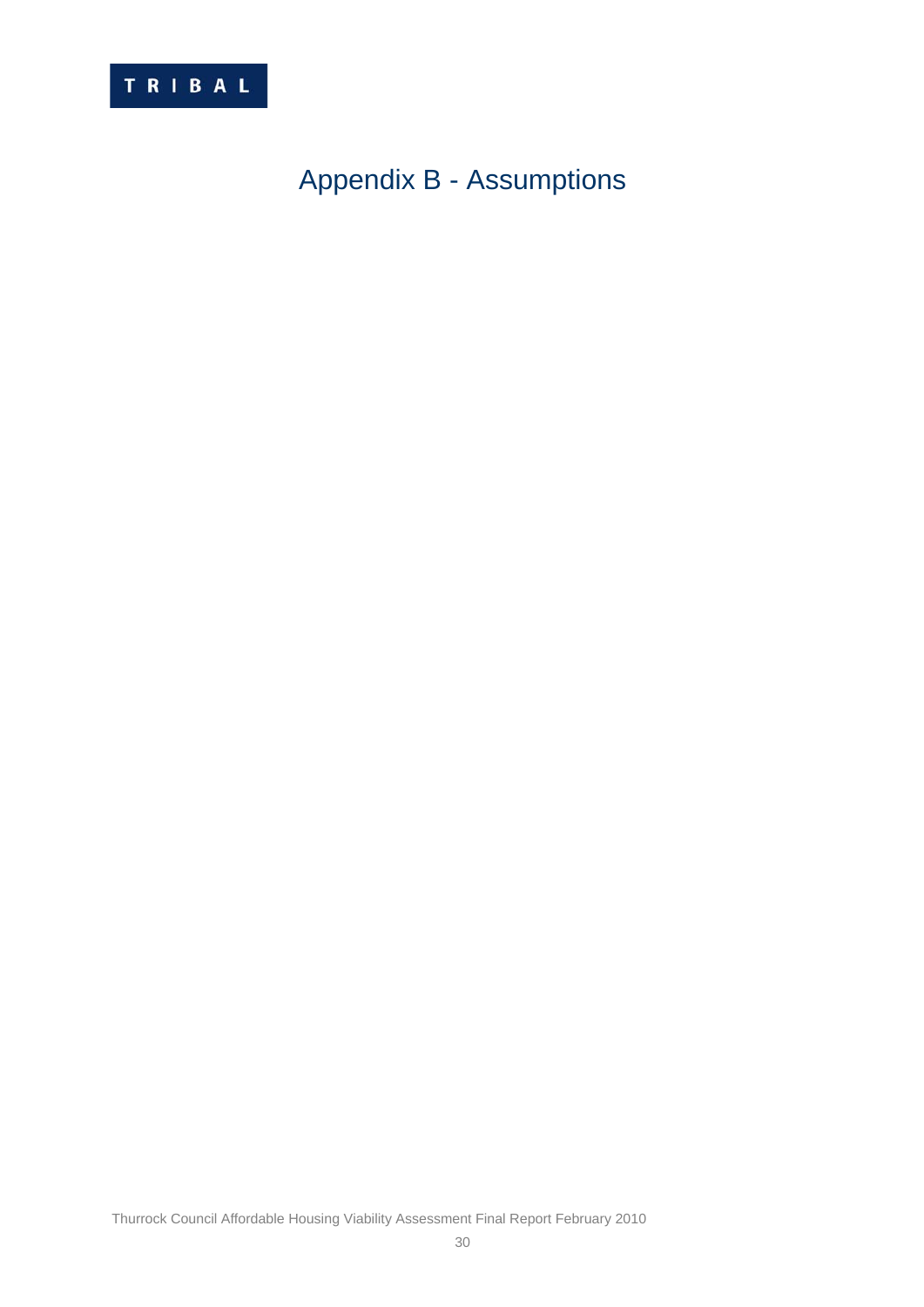# Appendix B - Assumptions